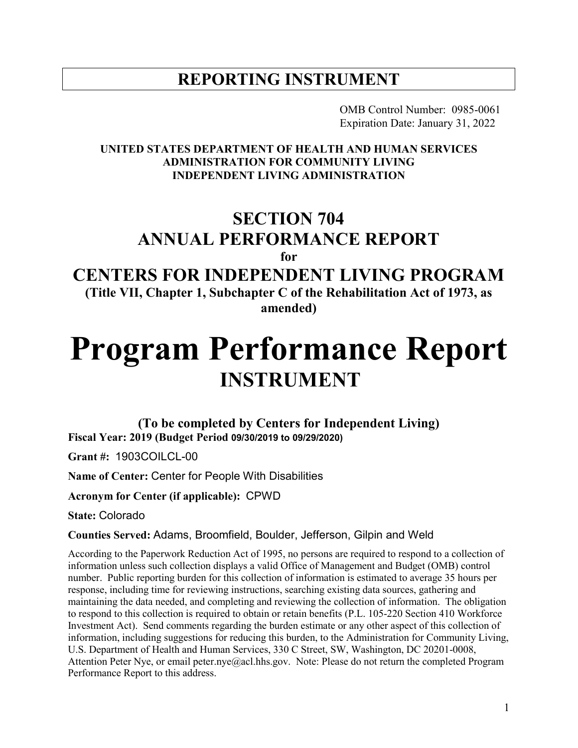# REPORTING INSTRUMENT

OMB Control Number: 0985-0061
Expiration Date: January 31, 2022

**UNITED STATES DEPARTMENT OF HEALTH AND HUMAN SERVICES**
**ADMINISTRATION FOR COMMUNITY LIVING**
**INDEPENDENT LIVING ADMINISTRATION**

## SECTION 704
## ANNUAL PERFORMANCE REPORT
**for**
## CENTERS FOR INDEPENDENT LIVING PROGRAM
**(Title VII, Chapter 1, Subchapter C of the Rehabilitation Act of 1973, as amended)**

# Program Performance Report
## INSTRUMENT

**(To be completed by Centers for Independent Living)**

**Fiscal Year: 2019 (Budget Period 09/30/2019 to 09/29/2020)**

**Grant #:** 1903COILCL-00

**Name of Center:** Center for People With Disabilities

**Acronym for Center (if applicable):** CPWD

**State:** Colorado

**Counties Served:** Adams, Broomfield, Boulder, Jefferson, Gilpin and Weld

According to the Paperwork Reduction Act of 1995, no persons are required to respond to a collection of information unless such collection displays a valid Office of Management and Budget (OMB) control number. Public reporting burden for this collection of information is estimated to average 35 hours per response, including time for reviewing instructions, searching existing data sources, gathering and maintaining the data needed, and completing and reviewing the collection of information. The obligation to respond to this collection is required to obtain or retain benefits (P.L. 105-220 Section 410 Workforce Investment Act). Send comments regarding the burden estimate or any other aspect of this collection of information, including suggestions for reducing this burden, to the Administration for Community Living, U.S. Department of Health and Human Services, 330 C Street, SW, Washington, DC 20201-0008, Attention Peter Nye, or email peter.nye@acl.hhs.gov. Note: Please do not return the completed Program Performance Report to this address.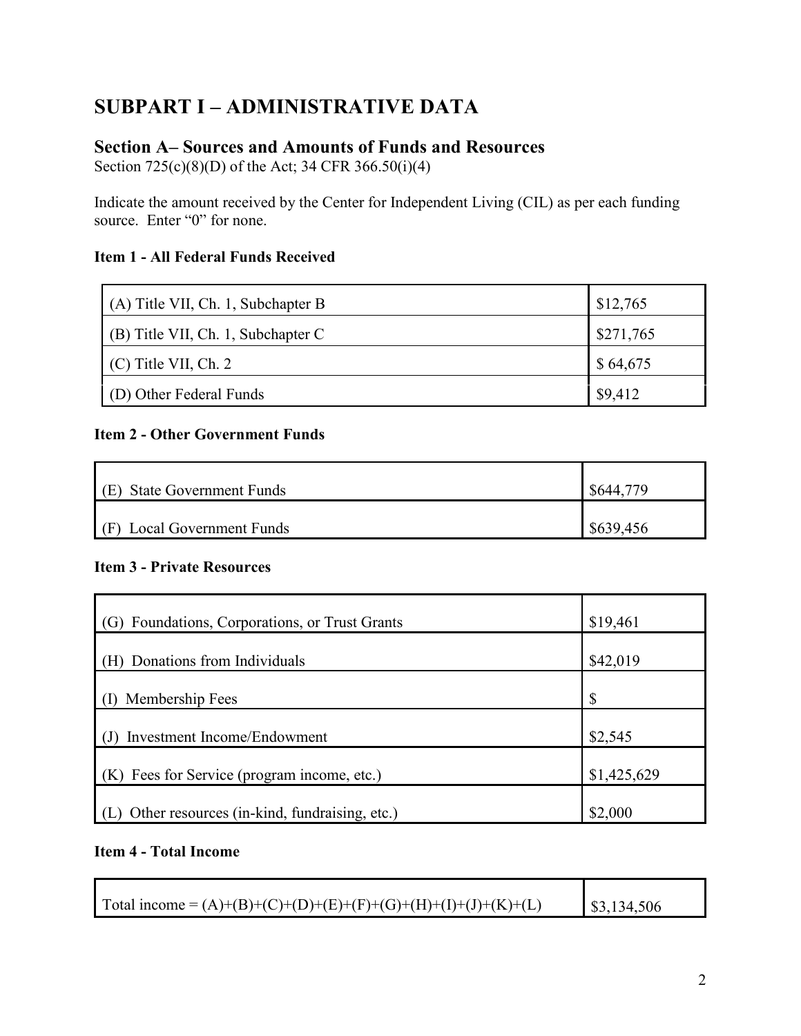# SUBPART I – ADMINISTRATIVE DATA

## Section A– Sources and Amounts of Funds and Resources

Section 725(c)(8)(D) of the Act; 34 CFR 366.50(i)(4)

Indicate the amount received by the Center for Independent Living (CIL) as per each funding source. Enter "0" for none.

### Item 1 - All Federal Funds Received

| | |
|---|---|
| (A) Title VII, Ch. 1, Subchapter B | $12,765 |
| (B) Title VII, Ch. 1, Subchapter C | $271,765 |
| (C) Title VII, Ch. 2 | $ 64,675 |
| (D) Other Federal Funds | $9,412 |

### Item 2 - Other Government Funds

| | |
|---|---|
| (E) State Government Funds | $644,779 |
| (F) Local Government Funds | $639,456 |

### Item 3 - Private Resources

| | |
|---|---|
| (G) Foundations, Corporations, or Trust Grants | $19,461 |
| (H) Donations from Individuals | $42,019 |
| (I) Membership Fees | $ |
| (J) Investment Income/Endowment | $2,545 |
| (K) Fees for Service (program income, etc.) | $1,425,629 |
| (L) Other resources (in-kind, fundraising, etc.) | $2,000 |

### Item 4 - Total Income

| | |
|---|---|
| Total income = (A)+(B)+(C)+(D)+(E)+(F)+(G)+(H)+(I)+(J)+(K)+(L) | $3,134,506 |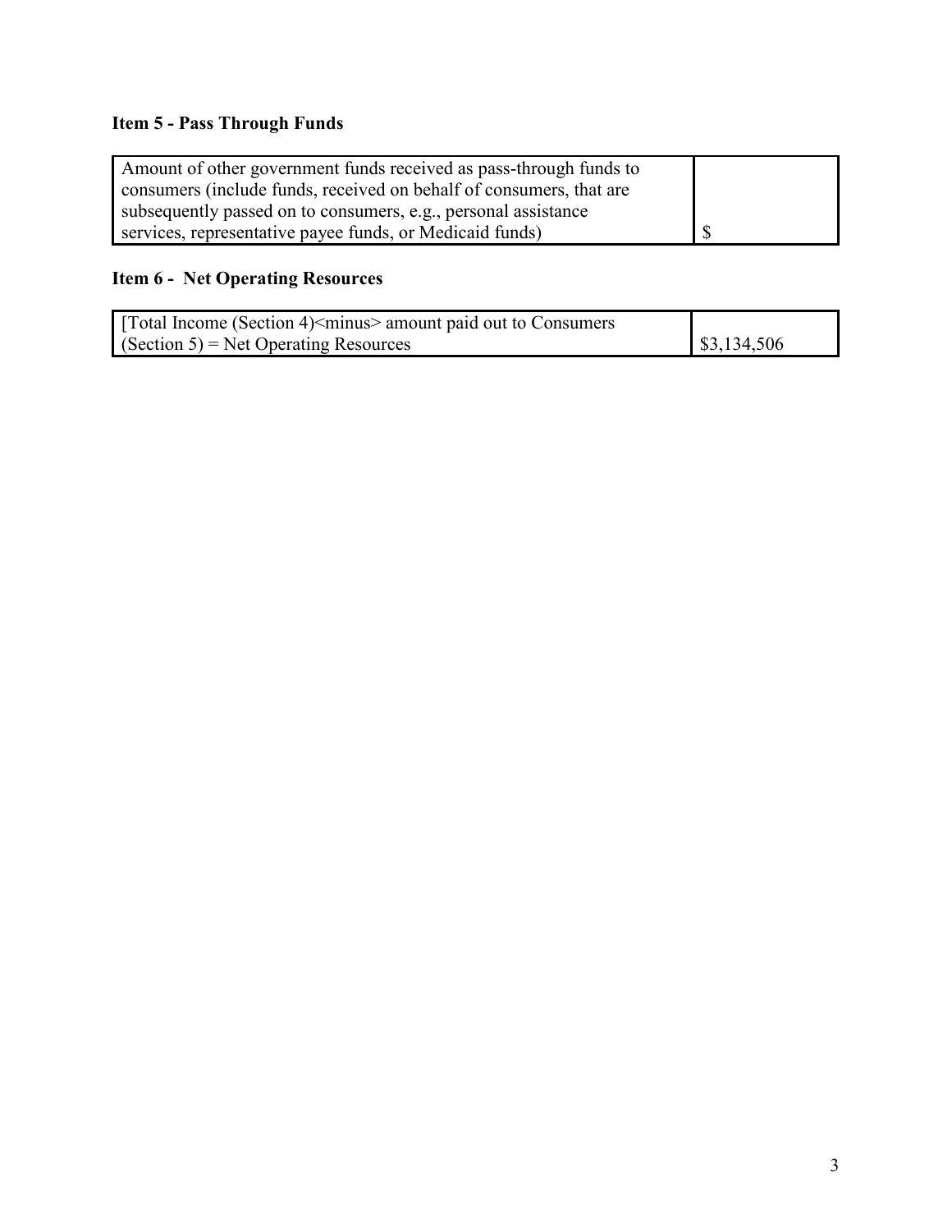### Item 5 - Pass Through Funds

| Amount of other government funds received as pass-through funds to consumers (include funds, received on behalf of consumers, that are subsequently passed on to consumers, e.g., personal assistance services, representative payee funds, or Medicaid funds) | $ |
|---|---|

### Item 6 - Net Operating Resources

| [Total Income (Section 4)<minus> amount paid out to Consumers (Section 5) = Net Operating Resources | $3,134,506 |
|---|---|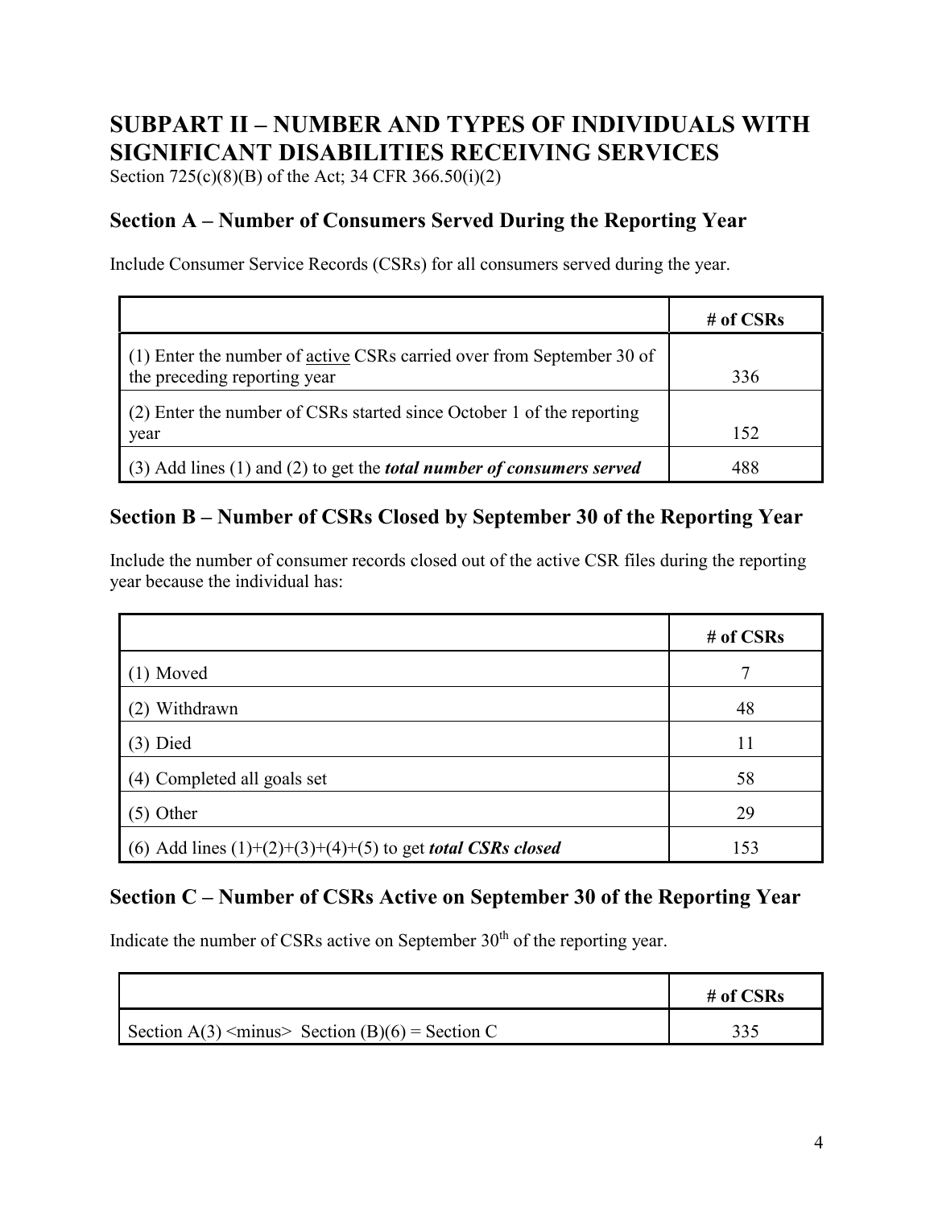# SUBPART II – NUMBER AND TYPES OF INDIVIDUALS WITH SIGNIFICANT DISABILITIES RECEIVING SERVICES

Section 725(c)(8)(B) of the Act; 34 CFR 366.50(i)(2)

## Section A – Number of Consumers Served During the Reporting Year

Include Consumer Service Records (CSRs) for all consumers served during the year.

| | # of CSRs |
|---|---|
| (1) Enter the number of active CSRs carried over from September 30 of the preceding reporting year | 336 |
| (2) Enter the number of CSRs started since October 1 of the reporting year | 152 |
| (3) Add lines (1) and (2) to get the ***total number of consumers served*** | 488 |

## Section B – Number of CSRs Closed by September 30 of the Reporting Year

Include the number of consumer records closed out of the active CSR files during the reporting year because the individual has:

| | # of CSRs |
|---|---|
| (1) Moved | 7 |
| (2) Withdrawn | 48 |
| (3) Died | 11 |
| (4) Completed all goals set | 58 |
| (5) Other | 29 |
| (6) Add lines (1)+(2)+(3)+(4)+(5) to get ***total CSRs closed*** | 153 |

## Section C – Number of CSRs Active on September 30 of the Reporting Year

Indicate the number of CSRs active on September 30th of the reporting year.

| | # of CSRs |
|---|---|
| Section A(3) <minus> Section (B)(6) = Section C | 335 |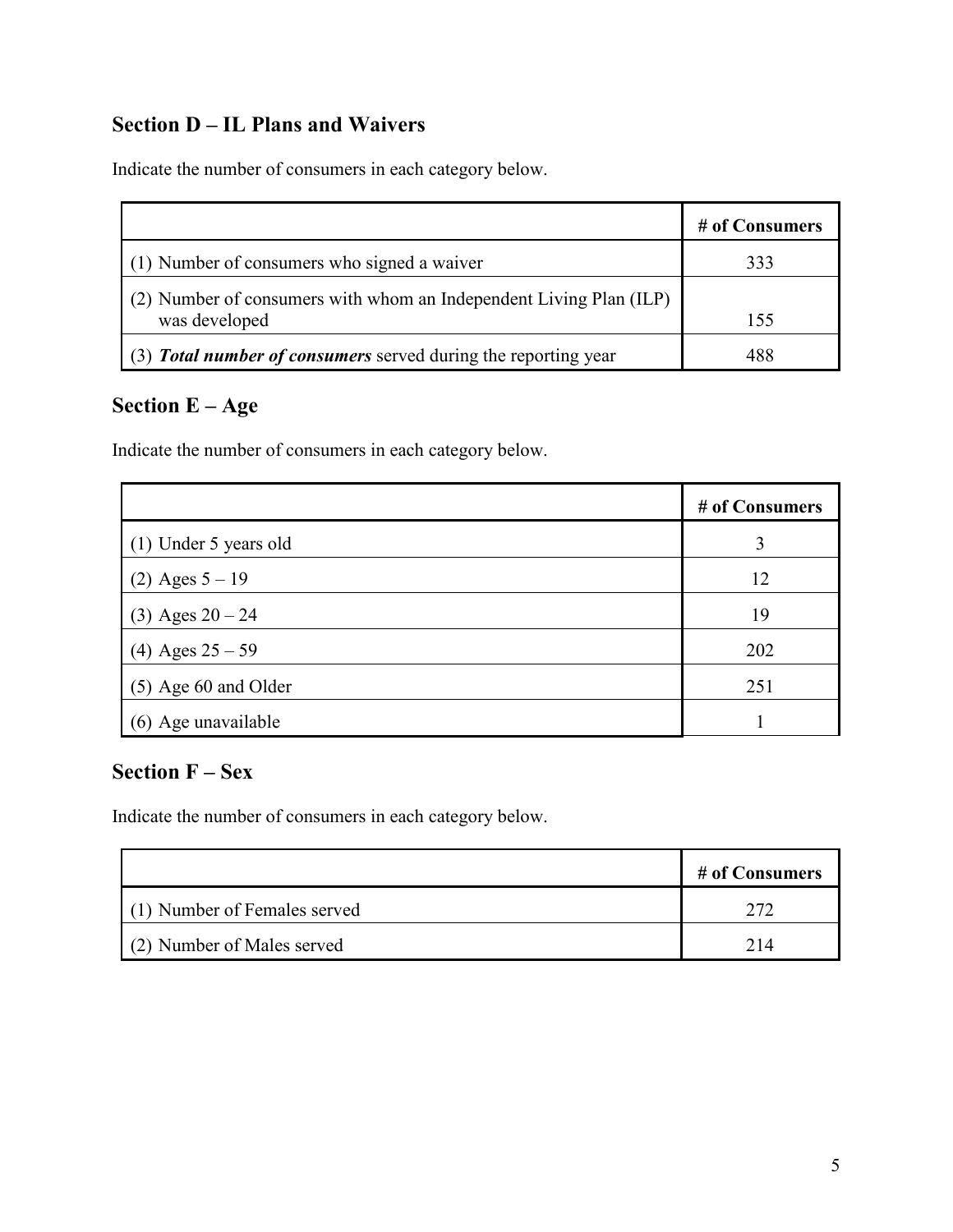## Section D – IL Plans and Waivers

Indicate the number of consumers in each category below.

| | # of Consumers |
|---|---|
| (1) Number of consumers who signed a waiver | 333 |
| (2) Number of consumers with whom an Independent Living Plan (ILP) was developed | 155 |
| (3) ***Total number of consumers*** served during the reporting year | 488 |

## Section E – Age

Indicate the number of consumers in each category below.

| | # of Consumers |
|---|---|
| (1) Under 5 years old | 3 |
| (2) Ages 5 – 19 | 12 |
| (3) Ages 20 – 24 | 19 |
| (4) Ages 25 – 59 | 202 |
| (5) Age 60 and Older | 251 |
| (6) Age unavailable | 1 |

## Section F – Sex

Indicate the number of consumers in each category below.

| | # of Consumers |
|---|---|
| (1) Number of Females served | 272 |
| (2) Number of Males served | 214 |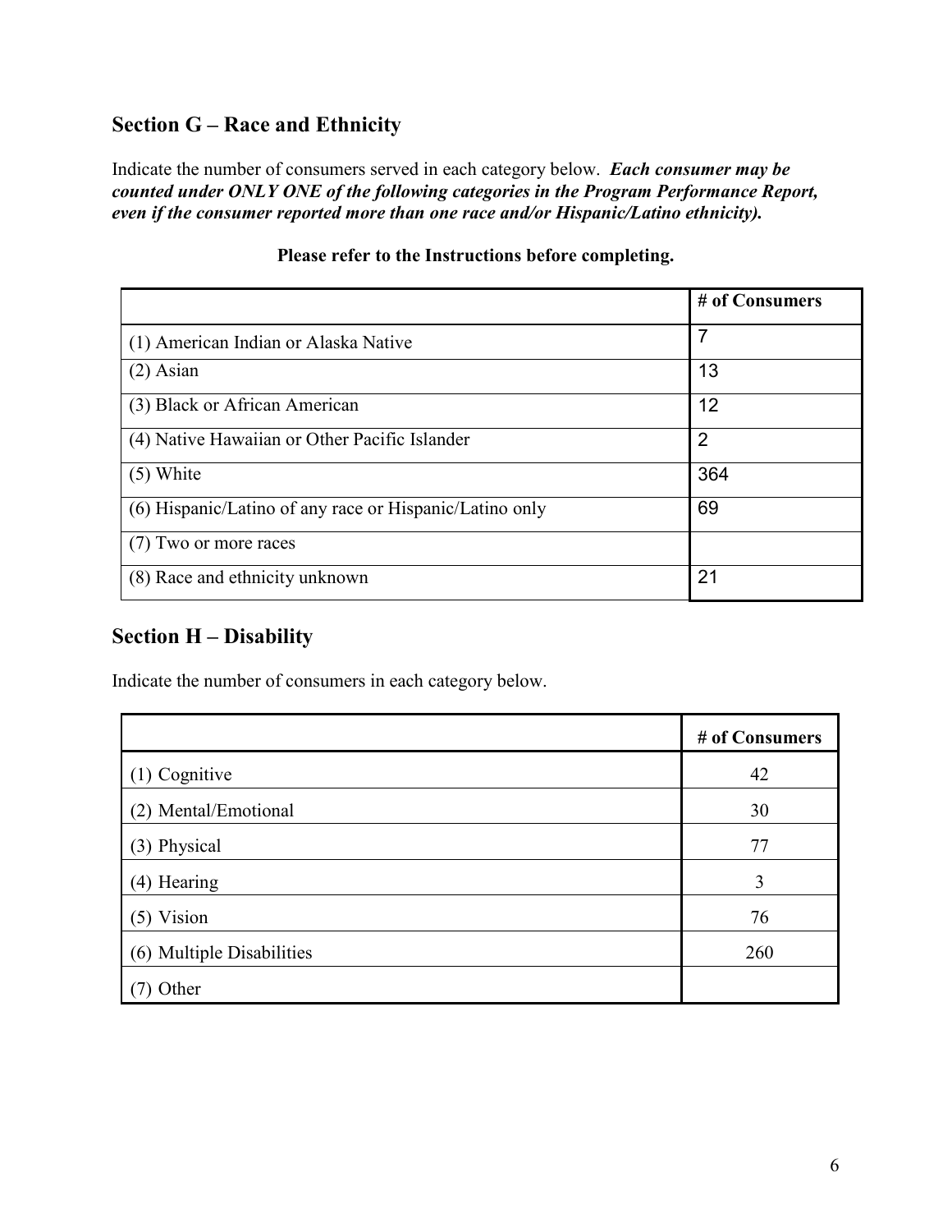## Section G – Race and Ethnicity

Indicate the number of consumers served in each category below. ***Each consumer may be counted under ONLY ONE of the following categories in the Program Performance Report, even if the consumer reported more than one race and/or Hispanic/Latino ethnicity).***

**Please refer to the Instructions before completing.**

| | # of Consumers |
|---|---|
| (1) American Indian or Alaska Native | 7 |
| (2) Asian | 13 |
| (3) Black or African American | 12 |
| (4) Native Hawaiian or Other Pacific Islander | 2 |
| (5) White | 364 |
| (6) Hispanic/Latino of any race or Hispanic/Latino only | 69 |
| (7) Two or more races | |
| (8) Race and ethnicity unknown | 21 |

## Section H – Disability

Indicate the number of consumers in each category below.

| | # of Consumers |
|---|---|
| (1) Cognitive | 42 |
| (2) Mental/Emotional | 30 |
| (3) Physical | 77 |
| (4) Hearing | 3 |
| (5) Vision | 76 |
| (6) Multiple Disabilities | 260 |
| (7) Other | |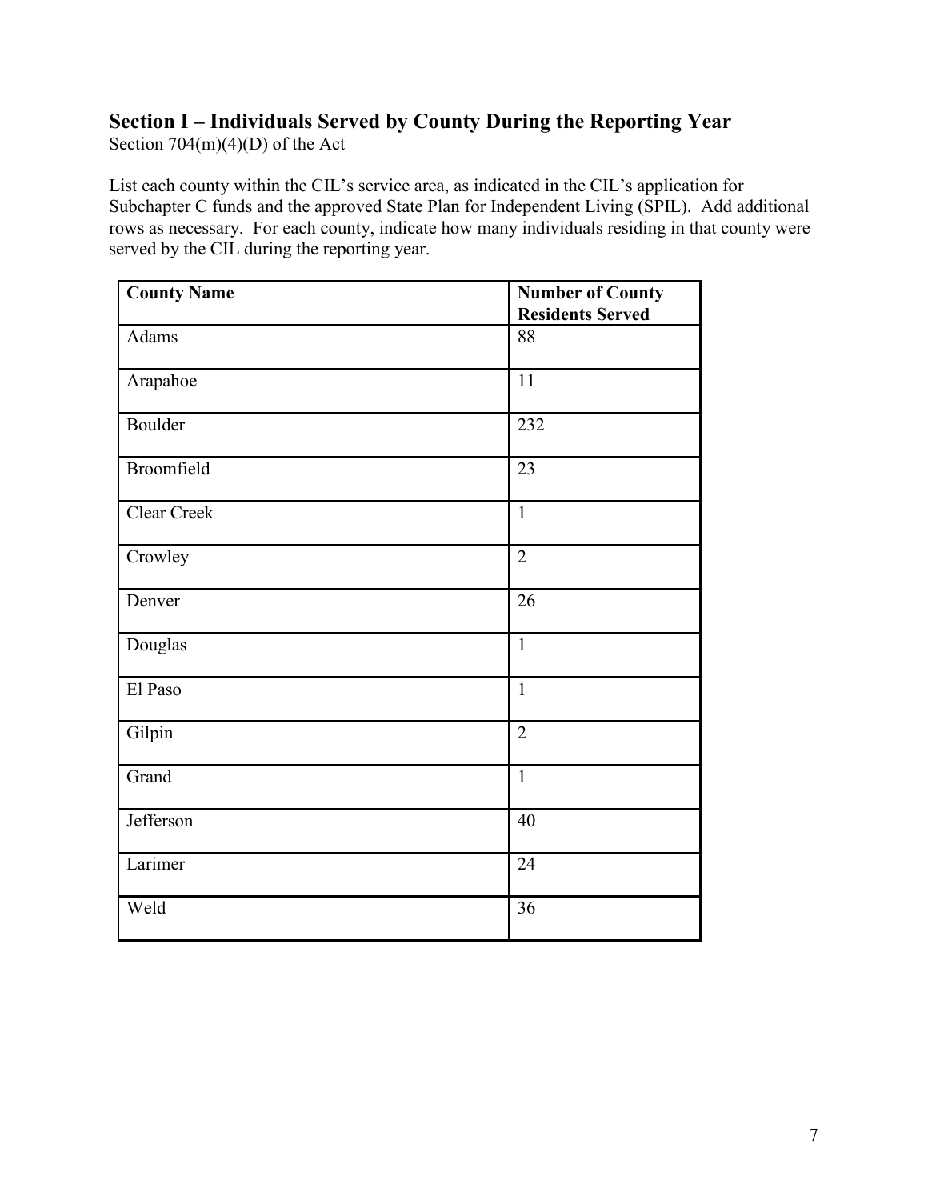## Section I – Individuals Served by County During the Reporting Year

Section 704(m)(4)(D) of the Act

List each county within the CIL's service area, as indicated in the CIL's application for Subchapter C funds and the approved State Plan for Independent Living (SPIL). Add additional rows as necessary. For each county, indicate how many individuals residing in that county were served by the CIL during the reporting year.

| County Name | Number of County Residents Served |
|---|---|
| Adams | 88 |
| Arapahoe | 11 |
| Boulder | 232 |
| Broomfield | 23 |
| Clear Creek | 1 |
| Crowley | 2 |
| Denver | 26 |
| Douglas | 1 |
| El Paso | 1 |
| Gilpin | 2 |
| Grand | 1 |
| Jefferson | 40 |
| Larimer | 24 |
| Weld | 36 |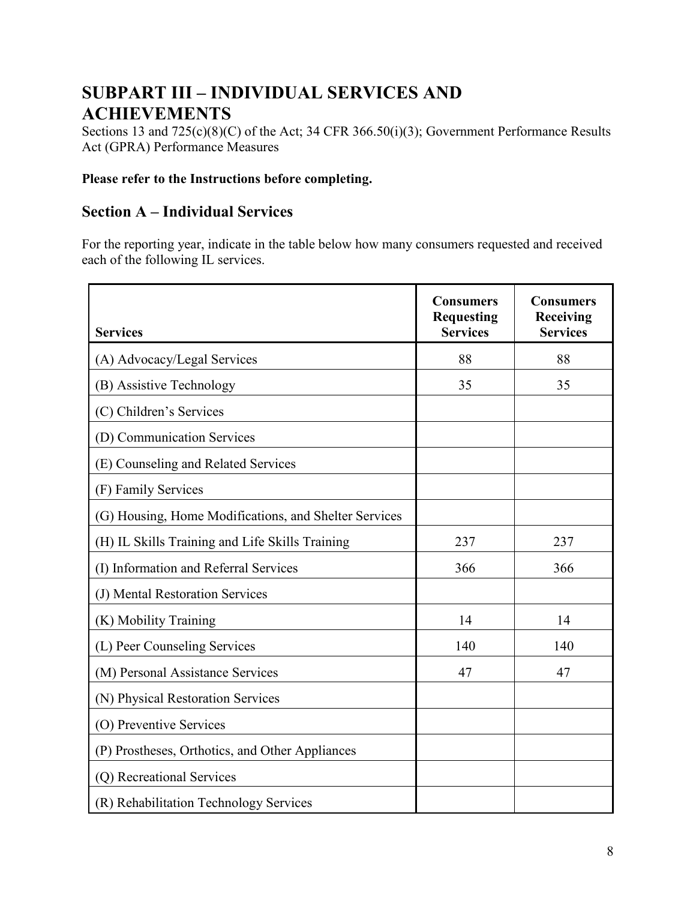# SUBPART III – INDIVIDUAL SERVICES AND ACHIEVEMENTS

Sections 13 and 725(c)(8)(C) of the Act; 34 CFR 366.50(i)(3); Government Performance Results Act (GPRA) Performance Measures

**Please refer to the Instructions before completing.**

## Section A – Individual Services

For the reporting year, indicate in the table below how many consumers requested and received each of the following IL services.

| Services | Consumers Requesting Services | Consumers Receiving Services |
|---|---|---|
| (A) Advocacy/Legal Services | 88 | 88 |
| (B) Assistive Technology | 35 | 35 |
| (C) Children's Services | | |
| (D) Communication Services | | |
| (E) Counseling and Related Services | | |
| (F) Family Services | | |
| (G) Housing, Home Modifications, and Shelter Services | | |
| (H) IL Skills Training and Life Skills Training | 237 | 237 |
| (I) Information and Referral Services | 366 | 366 |
| (J) Mental Restoration Services | | |
| (K) Mobility Training | 14 | 14 |
| (L) Peer Counseling Services | 140 | 140 |
| (M) Personal Assistance Services | 47 | 47 |
| (N) Physical Restoration Services | | |
| (O) Preventive Services | | |
| (P) Prostheses, Orthotics, and Other Appliances | | |
| (Q) Recreational Services | | |
| (R) Rehabilitation Technology Services | | |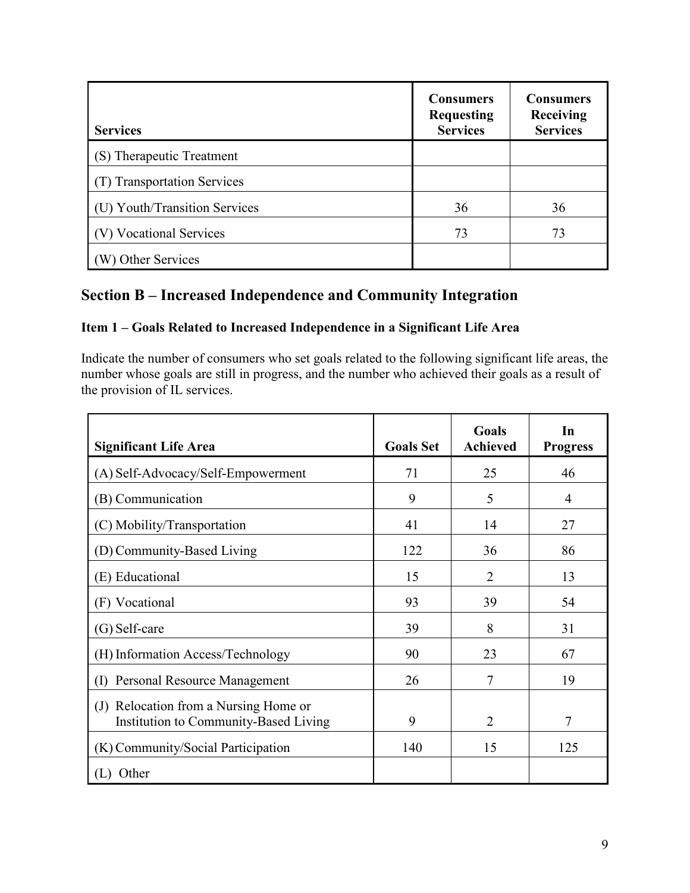| Services | Consumers Requesting Services | Consumers Receiving Services |
| --- | --- | --- |
| (S) Therapeutic Treatment | | |
| (T) Transportation Services | | |
| (U) Youth/Transition Services | 36 | 36 |
| (V) Vocational Services | 73 | 73 |
| (W) Other Services | | |

## Section B – Increased Independence and Community Integration

### Item 1 – Goals Related to Increased Independence in a Significant Life Area

Indicate the number of consumers who set goals related to the following significant life areas, the number whose goals are still in progress, and the number who achieved their goals as a result of the provision of IL services.

| Significant Life Area | Goals Set | Goals Achieved | In Progress |
| --- | --- | --- | --- |
| (A) Self-Advocacy/Self-Empowerment | 71 | 25 | 46 |
| (B) Communication | 9 | 5 | 4 |
| (C) Mobility/Transportation | 41 | 14 | 27 |
| (D) Community-Based Living | 122 | 36 | 86 |
| (E) Educational | 15 | 2 | 13 |
| (F) Vocational | 93 | 39 | 54 |
| (G) Self-care | 39 | 8 | 31 |
| (H) Information Access/Technology | 90 | 23 | 67 |
| (I) Personal Resource Management | 26 | 7 | 19 |
| (J) Relocation from a Nursing Home or Institution to Community-Based Living | 9 | 2 | 7 |
| (K) Community/Social Participation | 140 | 15 | 125 |
| (L) Other | | | |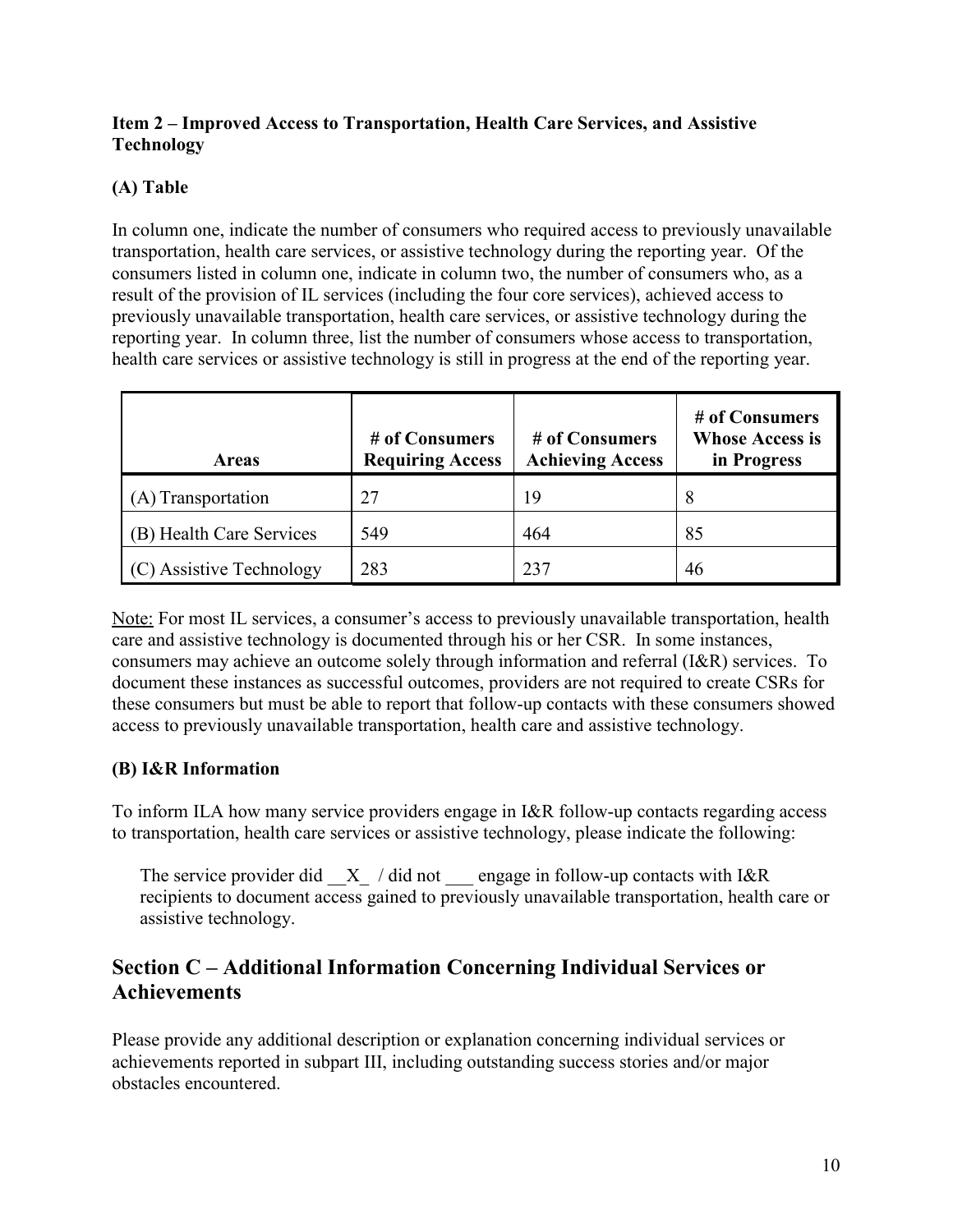### Item 2 – Improved Access to Transportation, Health Care Services, and Assistive Technology

### (A) Table

In column one, indicate the number of consumers who required access to previously unavailable transportation, health care services, or assistive technology during the reporting year. Of the consumers listed in column one, indicate in column two, the number of consumers who, as a result of the provision of IL services (including the four core services), achieved access to previously unavailable transportation, health care services, or assistive technology during the reporting year. In column three, list the number of consumers whose access to transportation, health care services or assistive technology is still in progress at the end of the reporting year.

| Areas | # of Consumers Requiring Access | # of Consumers Achieving Access | # of Consumers Whose Access is in Progress |
|---|---|---|---|
| (A) Transportation | 27 | 19 | 8 |
| (B) Health Care Services | 549 | 464 | 85 |
| (C) Assistive Technology | 283 | 237 | 46 |

Note: For most IL services, a consumer's access to previously unavailable transportation, health care and assistive technology is documented through his or her CSR. In some instances, consumers may achieve an outcome solely through information and referral (I&R) services. To document these instances as successful outcomes, providers are not required to create CSRs for these consumers but must be able to report that follow-up contacts with these consumers showed access to previously unavailable transportation, health care and assistive technology.

### (B) I&R Information

To inform ILA how many service providers engage in I&R follow-up contacts regarding access to transportation, health care services or assistive technology, please indicate the following:

The service provider did \_\_X\_ / did not \_\_\_ engage in follow-up contacts with I&R recipients to document access gained to previously unavailable transportation, health care or assistive technology.

## Section C – Additional Information Concerning Individual Services or Achievements

Please provide any additional description or explanation concerning individual services or achievements reported in subpart III, including outstanding success stories and/or major obstacles encountered.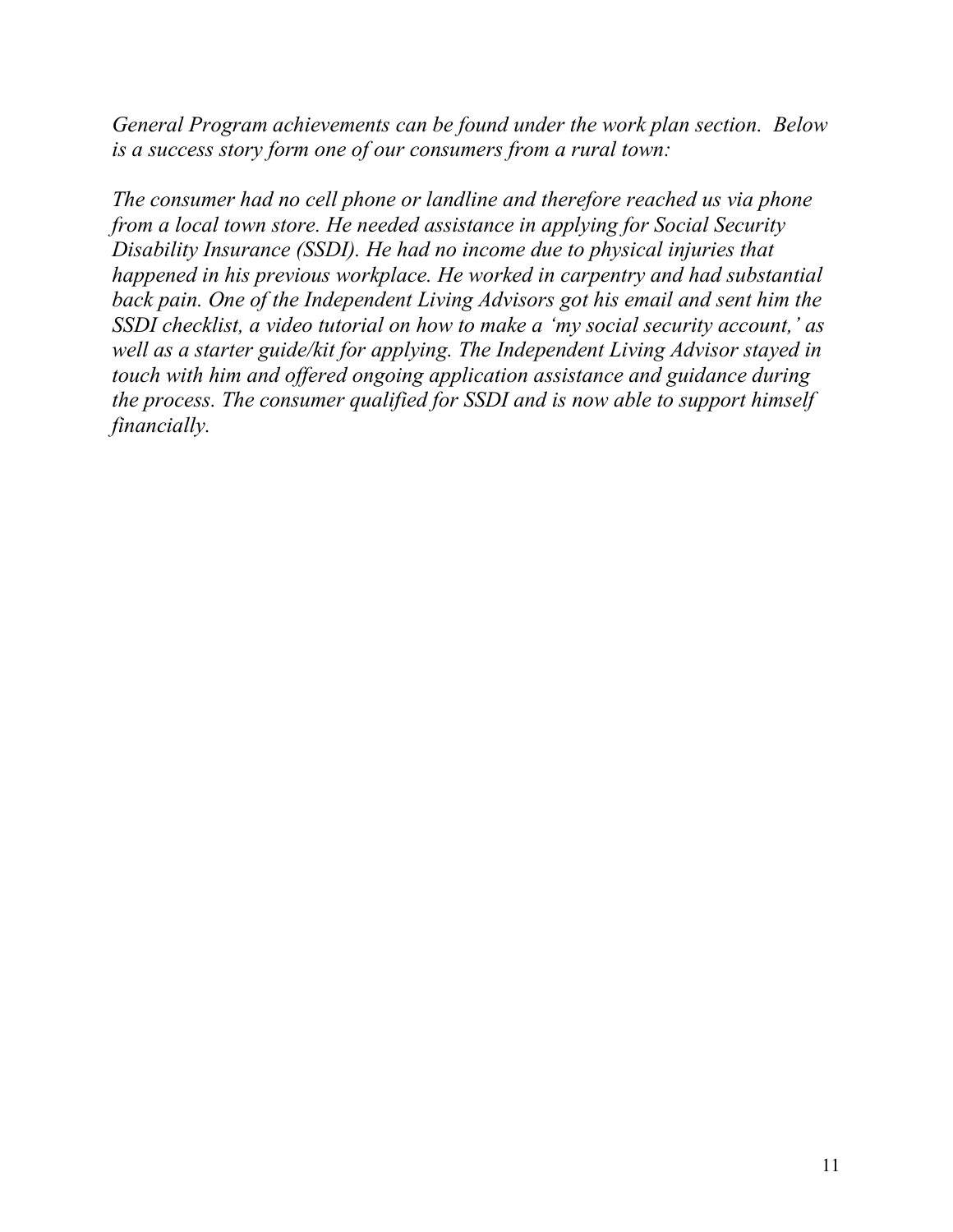*General Program achievements can be found under the work plan section. Below is a success story form one of our consumers from a rural town:*

*The consumer had no cell phone or landline and therefore reached us via phone from a local town store. He needed assistance in applying for Social Security Disability Insurance (SSDI). He had no income due to physical injuries that happened in his previous workplace. He worked in carpentry and had substantial back pain. One of the Independent Living Advisors got his email and sent him the SSDI checklist, a video tutorial on how to make a 'my social security account,' as well as a starter guide/kit for applying. The Independent Living Advisor stayed in touch with him and offered ongoing application assistance and guidance during the process. The consumer qualified for SSDI and is now able to support himself financially.*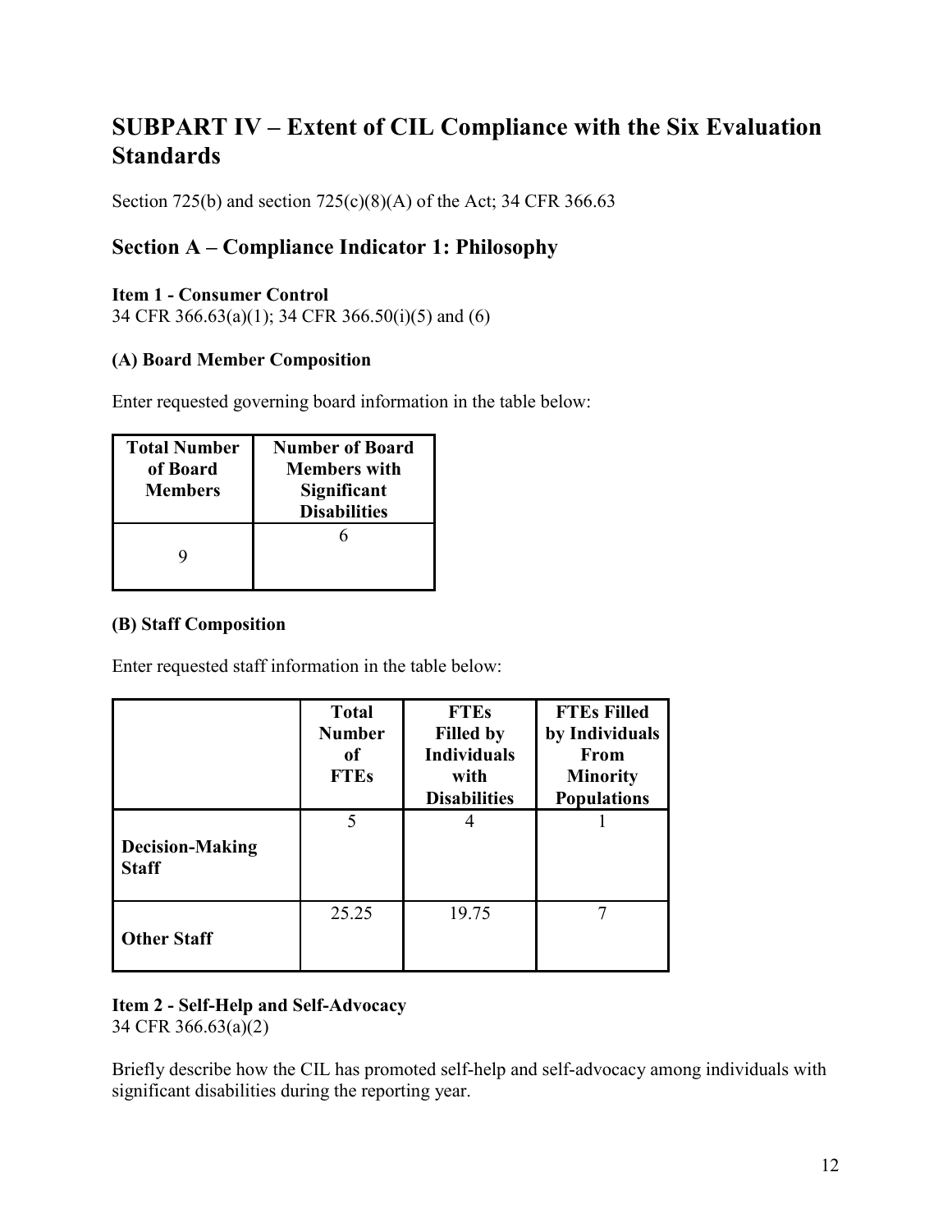# SUBPART IV – Extent of CIL Compliance with the Six Evaluation Standards

Section 725(b) and section 725(c)(8)(A) of the Act; 34 CFR 366.63

## Section A – Compliance Indicator 1: Philosophy

**Item 1 - Consumer Control**
34 CFR 366.63(a)(1); 34 CFR 366.50(i)(5) and (6)

### (A) Board Member Composition

Enter requested governing board information in the table below:

| Total Number of Board Members | Number of Board Members with Significant Disabilities |
|---|---|
| 9 | 6 |

### (B) Staff Composition

Enter requested staff information in the table below:

| | Total Number of FTEs | FTEs Filled by Individuals with Disabilities | FTEs Filled by Individuals From Minority Populations |
|---|---|---|---|
| **Decision-Making Staff** | 5 | 4 | 1 |
| **Other Staff** | 25.25 | 19.75 | 7 |

**Item 2 - Self-Help and Self-Advocacy**
34 CFR 366.63(a)(2)

Briefly describe how the CIL has promoted self-help and self-advocacy among individuals with significant disabilities during the reporting year.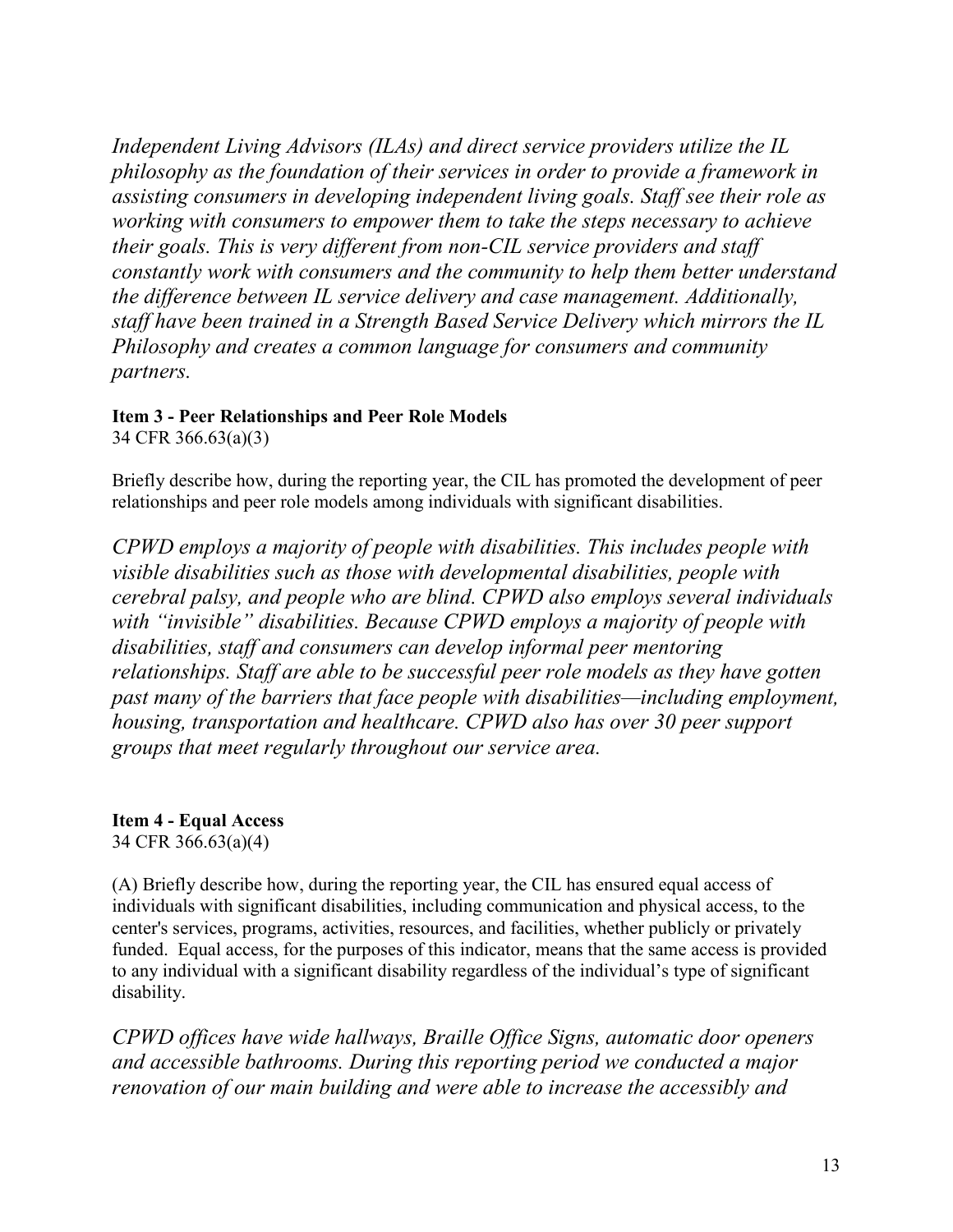*Independent Living Advisors (ILAs) and direct service providers utilize the IL philosophy as the foundation of their services in order to provide a framework in assisting consumers in developing independent living goals. Staff see their role as working with consumers to empower them to take the steps necessary to achieve their goals. This is very different from non-CIL service providers and staff constantly work with consumers and the community to help them better understand the difference between IL service delivery and case management. Additionally, staff have been trained in a Strength Based Service Delivery which mirrors the IL Philosophy and creates a common language for consumers and community partners.*

**Item 3 - Peer Relationships and Peer Role Models**
34 CFR 366.63(a)(3)

Briefly describe how, during the reporting year, the CIL has promoted the development of peer relationships and peer role models among individuals with significant disabilities.

*CPWD employs a majority of people with disabilities. This includes people with visible disabilities such as those with developmental disabilities, people with cerebral palsy, and people who are blind. CPWD also employs several individuals with "invisible" disabilities. Because CPWD employs a majority of people with disabilities, staff and consumers can develop informal peer mentoring relationships. Staff are able to be successful peer role models as they have gotten past many of the barriers that face people with disabilities—including employment, housing, transportation and healthcare. CPWD also has over 30 peer support groups that meet regularly throughout our service area.*

**Item 4 - Equal Access**
34 CFR 366.63(a)(4)

(A) Briefly describe how, during the reporting year, the CIL has ensured equal access of individuals with significant disabilities, including communication and physical access, to the center's services, programs, activities, resources, and facilities, whether publicly or privately funded. Equal access, for the purposes of this indicator, means that the same access is provided to any individual with a significant disability regardless of the individual's type of significant disability.

*CPWD offices have wide hallways, Braille Office Signs, automatic door openers and accessible bathrooms. During this reporting period we conducted a major renovation of our main building and were able to increase the accessibly and*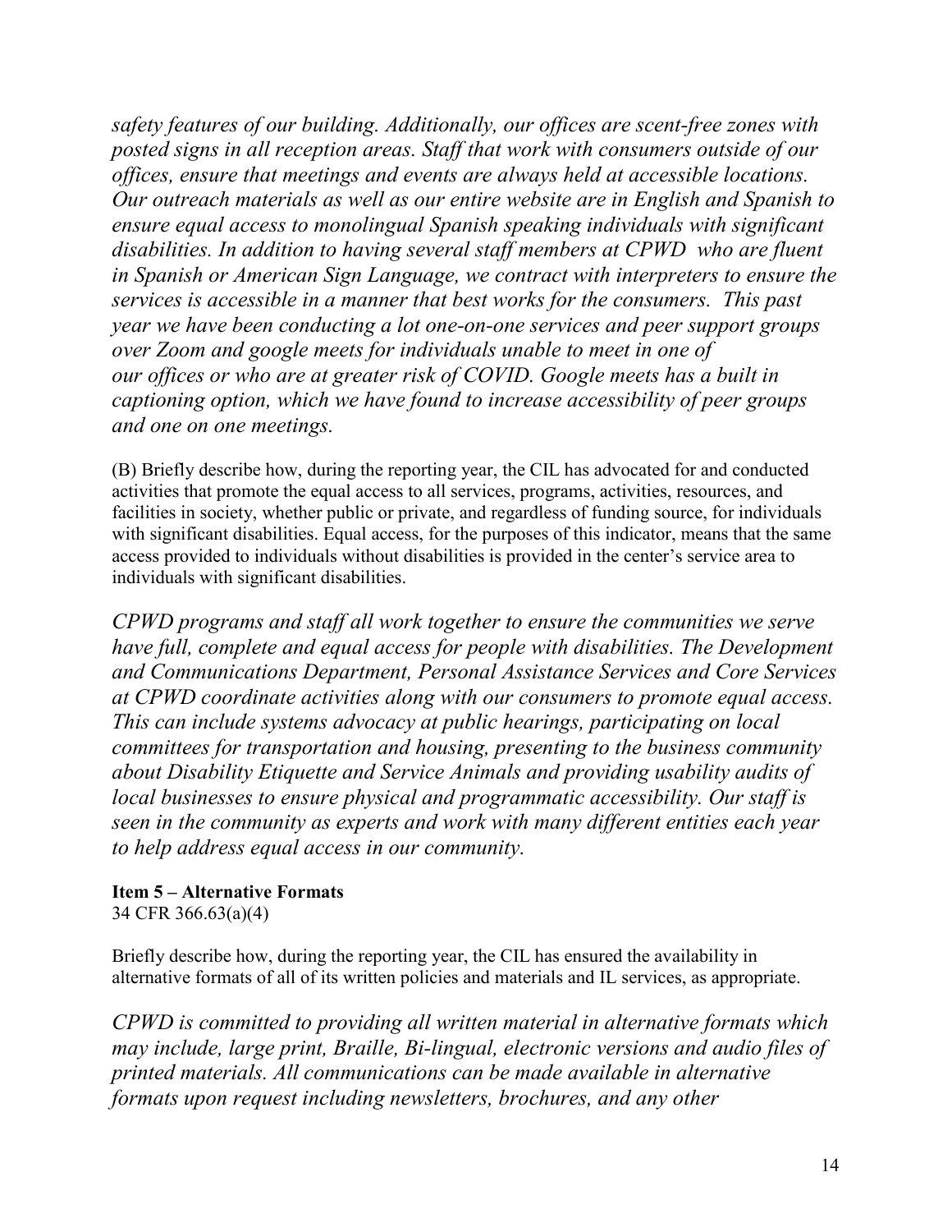*safety features of our building. Additionally, our offices are scent-free zones with posted signs in all reception areas. Staff that work with consumers outside of our offices, ensure that meetings and events are always held at accessible locations. Our outreach materials as well as our entire website are in English and Spanish to ensure equal access to monolingual Spanish speaking individuals with significant disabilities. In addition to having several staff members at CPWD who are fluent in Spanish or American Sign Language, we contract with interpreters to ensure the services is accessible in a manner that best works for the consumers. This past year we have been conducting a lot one-on-one services and peer support groups over Zoom and google meets for individuals unable to meet in one of our offices or who are at greater risk of COVID. Google meets has a built in captioning option, which we have found to increase accessibility of peer groups and one on one meetings.*

(B) Briefly describe how, during the reporting year, the CIL has advocated for and conducted activities that promote the equal access to all services, programs, activities, resources, and facilities in society, whether public or private, and regardless of funding source, for individuals with significant disabilities. Equal access, for the purposes of this indicator, means that the same access provided to individuals without disabilities is provided in the center's service area to individuals with significant disabilities.

*CPWD programs and staff all work together to ensure the communities we serve have full, complete and equal access for people with disabilities. The Development and Communications Department, Personal Assistance Services and Core Services at CPWD coordinate activities along with our consumers to promote equal access. This can include systems advocacy at public hearings, participating on local committees for transportation and housing, presenting to the business community about Disability Etiquette and Service Animals and providing usability audits of local businesses to ensure physical and programmatic accessibility. Our staff is seen in the community as experts and work with many different entities each year to help address equal access in our community.*

**Item 5 – Alternative Formats**
34 CFR 366.63(a)(4)

Briefly describe how, during the reporting year, the CIL has ensured the availability in alternative formats of all of its written policies and materials and IL services, as appropriate.

*CPWD is committed to providing all written material in alternative formats which may include, large print, Braille, Bi-lingual, electronic versions and audio files of printed materials. All communications can be made available in alternative formats upon request including newsletters, brochures, and any other*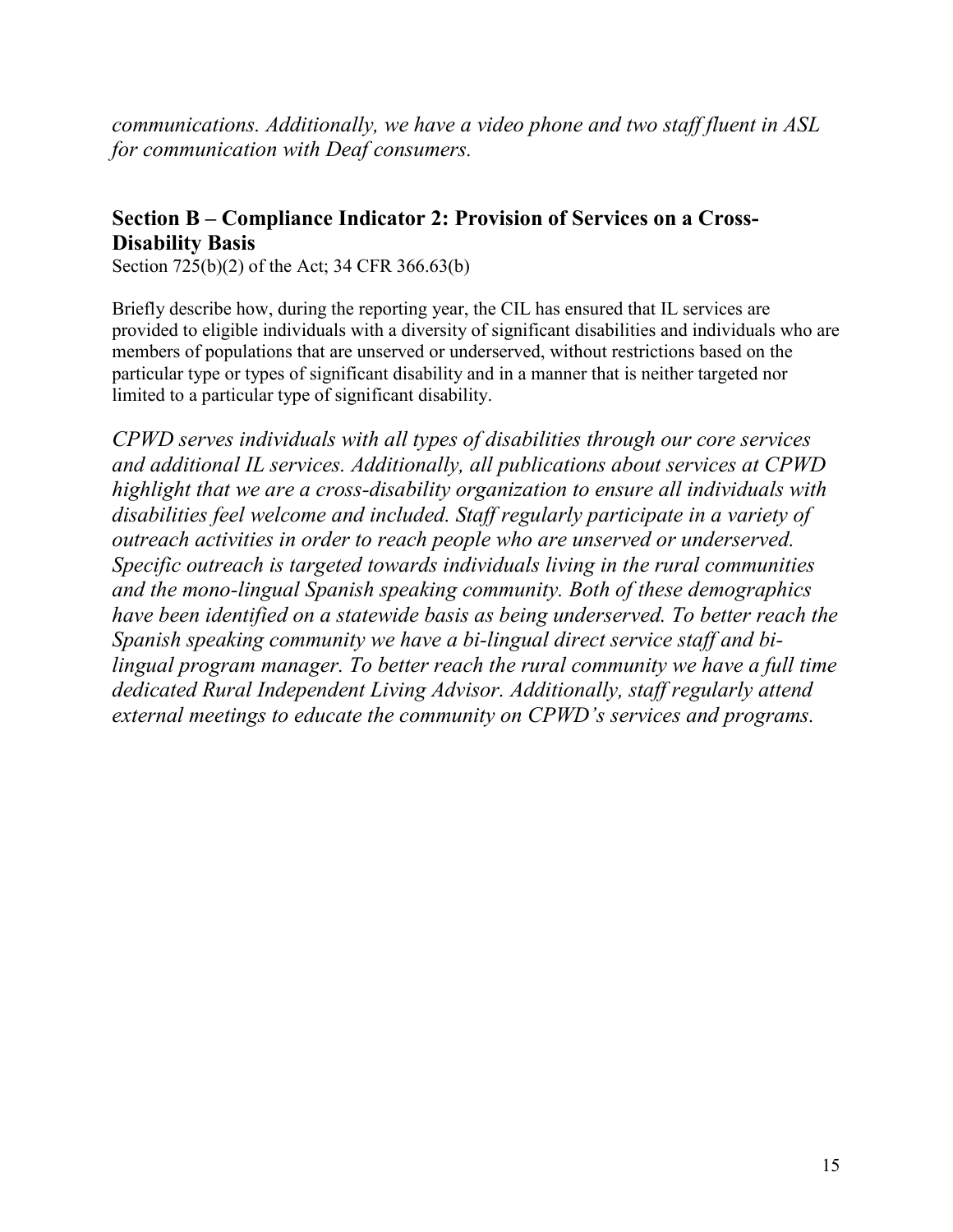*communications. Additionally, we have a video phone and two staff fluent in ASL for communication with Deaf consumers.*

## Section B – Compliance Indicator 2: Provision of Services on a Cross-Disability Basis

Section 725(b)(2) of the Act; 34 CFR 366.63(b)

Briefly describe how, during the reporting year, the CIL has ensured that IL services are provided to eligible individuals with a diversity of significant disabilities and individuals who are members of populations that are unserved or underserved, without restrictions based on the particular type or types of significant disability and in a manner that is neither targeted nor limited to a particular type of significant disability.

*CPWD serves individuals with all types of disabilities through our core services and additional IL services. Additionally, all publications about services at CPWD highlight that we are a cross-disability organization to ensure all individuals with disabilities feel welcome and included. Staff regularly participate in a variety of outreach activities in order to reach people who are unserved or underserved. Specific outreach is targeted towards individuals living in the rural communities and the mono-lingual Spanish speaking community. Both of these demographics have been identified on a statewide basis as being underserved. To better reach the Spanish speaking community we have a bi-lingual direct service staff and bi-lingual program manager. To better reach the rural community we have a full time dedicated Rural Independent Living Advisor. Additionally, staff regularly attend external meetings to educate the community on CPWD's services and programs.*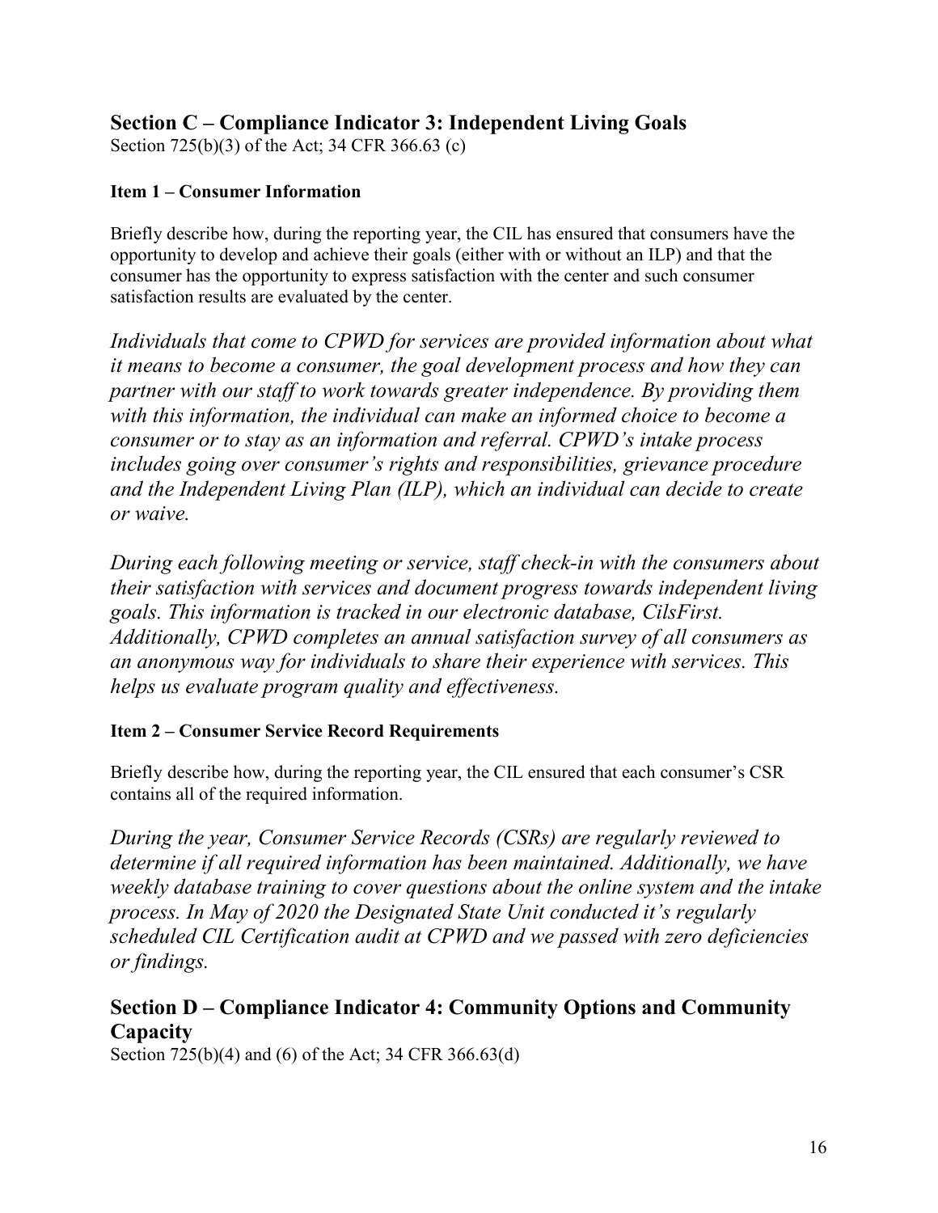## Section C – Compliance Indicator 3: Independent Living Goals

Section 725(b)(3) of the Act; 34 CFR 366.63 (c)

### Item 1 – Consumer Information

Briefly describe how, during the reporting year, the CIL has ensured that consumers have the opportunity to develop and achieve their goals (either with or without an ILP) and that the consumer has the opportunity to express satisfaction with the center and such consumer satisfaction results are evaluated by the center.

*Individuals that come to CPWD for services are provided information about what it means to become a consumer, the goal development process and how they can partner with our staff to work towards greater independence. By providing them with this information, the individual can make an informed choice to become a consumer or to stay as an information and referral. CPWD's intake process includes going over consumer's rights and responsibilities, grievance procedure and the Independent Living Plan (ILP), which an individual can decide to create or waive.*

*During each following meeting or service, staff check-in with the consumers about their satisfaction with services and document progress towards independent living goals. This information is tracked in our electronic database, CilsFirst. Additionally, CPWD completes an annual satisfaction survey of all consumers as an anonymous way for individuals to share their experience with services. This helps us evaluate program quality and effectiveness.*

### Item 2 – Consumer Service Record Requirements

Briefly describe how, during the reporting year, the CIL ensured that each consumer's CSR contains all of the required information.

*During the year, Consumer Service Records (CSRs) are regularly reviewed to determine if all required information has been maintained. Additionally, we have weekly database training to cover questions about the online system and the intake process. In May of 2020 the Designated State Unit conducted it's regularly scheduled CIL Certification audit at CPWD and we passed with zero deficiencies or findings.*

## Section D – Compliance Indicator 4: Community Options and Community Capacity

Section 725(b)(4) and (6) of the Act; 34 CFR 366.63(d)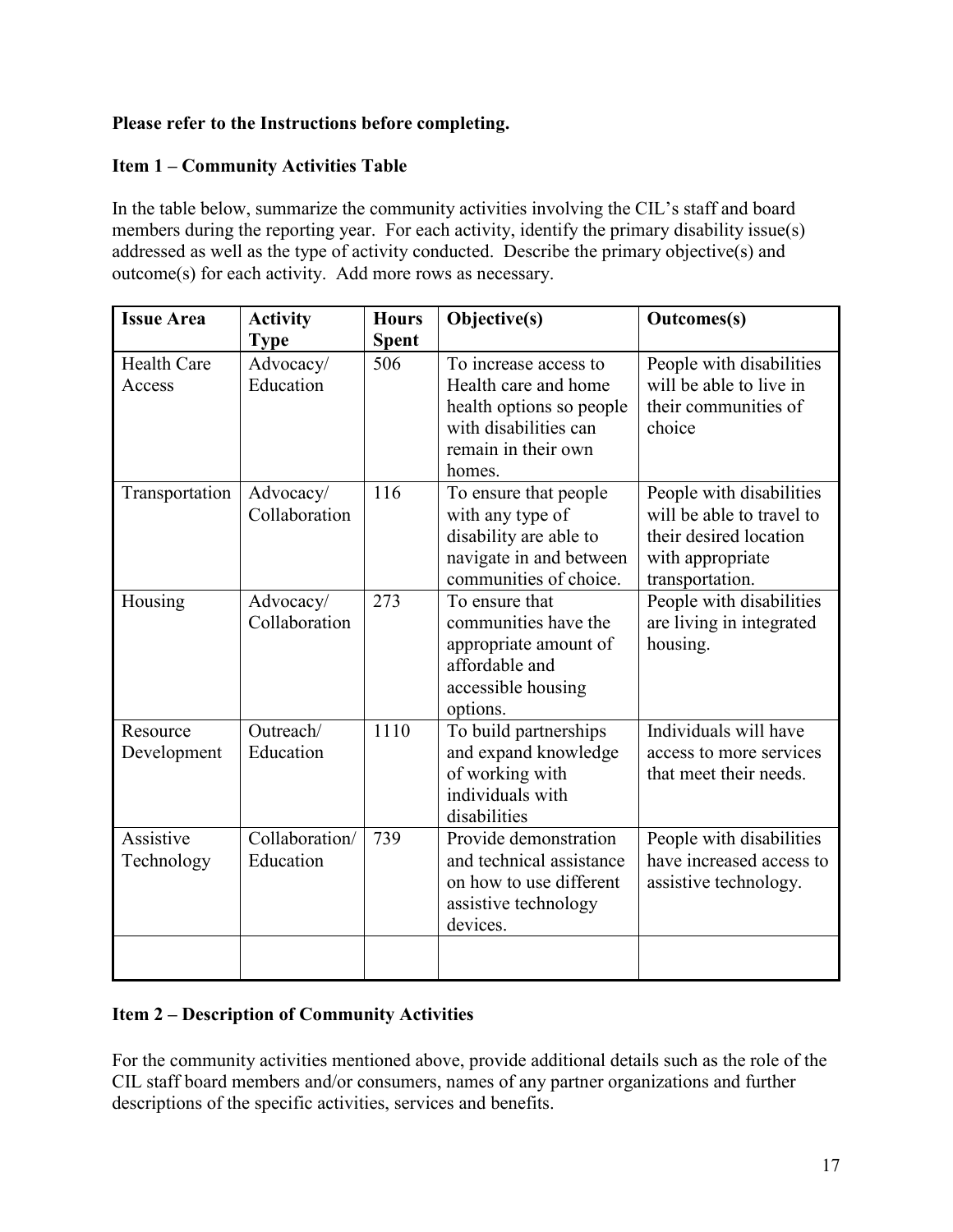**Please refer to the Instructions before completing.**

**Item 1 – Community Activities Table**

In the table below, summarize the community activities involving the CIL's staff and board members during the reporting year. For each activity, identify the primary disability issue(s) addressed as well as the type of activity conducted. Describe the primary objective(s) and outcome(s) for each activity. Add more rows as necessary.

| Issue Area | Activity Type | Hours Spent | Objective(s) | Outcomes(s) |
|---|---|---|---|---|
| Health Care Access | Advocacy/ Education | 506 | To increase access to Health care and home health options so people with disabilities can remain in their own homes. | People with disabilities will be able to live in their communities of choice |
| Transportation | Advocacy/ Collaboration | 116 | To ensure that people with any type of disability are able to navigate in and between communities of choice. | People with disabilities will be able to travel to their desired location with appropriate transportation. |
| Housing | Advocacy/ Collaboration | 273 | To ensure that communities have the appropriate amount of affordable and accessible housing options. | People with disabilities are living in integrated housing. |
| Resource Development | Outreach/ Education | 1110 | To build partnerships and expand knowledge of working with individuals with disabilities | Individuals will have access to more services that meet their needs. |
| Assistive Technology | Collaboration/ Education | 739 | Provide demonstration and technical assistance on how to use different assistive technology devices. | People with disabilities have increased access to assistive technology. |
| | | | | |

**Item 2 – Description of Community Activities**

For the community activities mentioned above, provide additional details such as the role of the CIL staff board members and/or consumers, names of any partner organizations and further descriptions of the specific activities, services and benefits.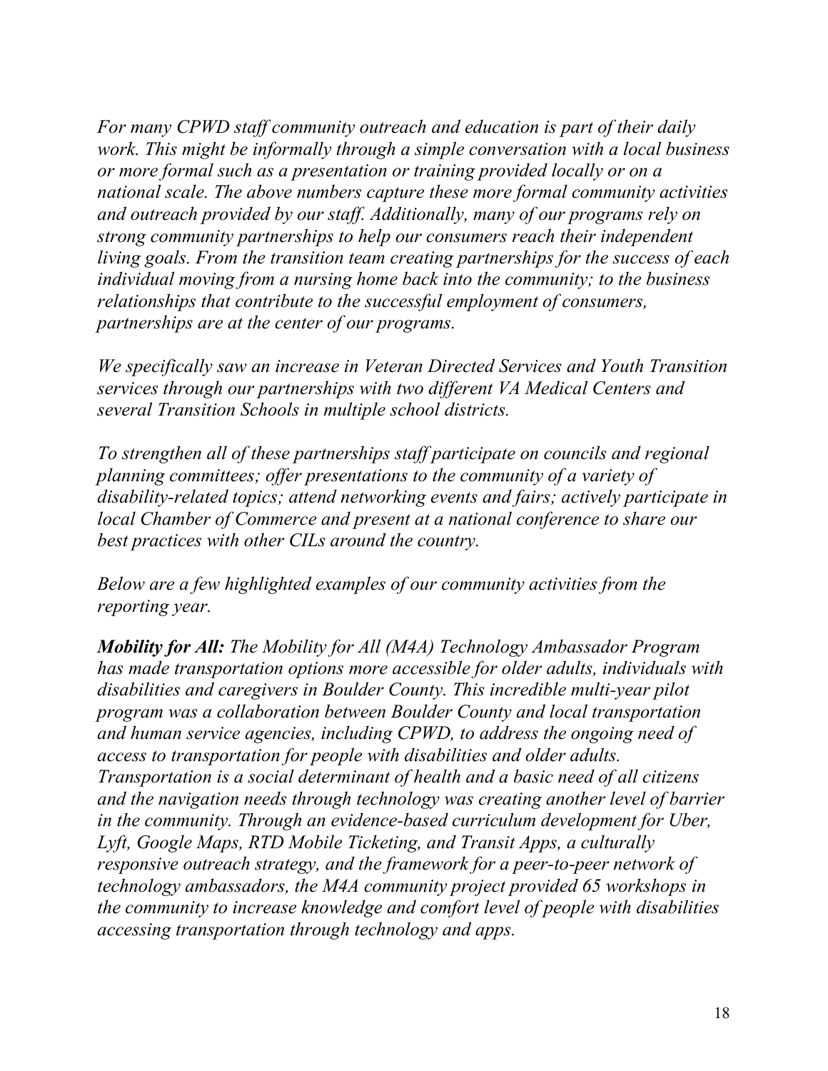*For many CPWD staff community outreach and education is part of their daily work. This might be informally through a simple conversation with a local business or more formal such as a presentation or training provided locally or on a national scale. The above numbers capture these more formal community activities and outreach provided by our staff. Additionally, many of our programs rely on strong community partnerships to help our consumers reach their independent living goals. From the transition team creating partnerships for the success of each individual moving from a nursing home back into the community; to the business relationships that contribute to the successful employment of consumers, partnerships are at the center of our programs.*

*We specifically saw an increase in Veteran Directed Services and Youth Transition services through our partnerships with two different VA Medical Centers and several Transition Schools in multiple school districts.*

*To strengthen all of these partnerships staff participate on councils and regional planning committees; offer presentations to the community of a variety of disability-related topics; attend networking events and fairs; actively participate in local Chamber of Commerce and present at a national conference to share our best practices with other CILs around the country.*

*Below are a few highlighted examples of our community activities from the reporting year.*

***Mobility for All:*** *The Mobility for All (M4A) Technology Ambassador Program has made transportation options more accessible for older adults, individuals with disabilities and caregivers in Boulder County. This incredible multi-year pilot program was a collaboration between Boulder County and local transportation and human service agencies, including CPWD, to address the ongoing need of access to transportation for people with disabilities and older adults. Transportation is a social determinant of health and a basic need of all citizens and the navigation needs through technology was creating another level of barrier in the community. Through an evidence-based curriculum development for Uber, Lyft, Google Maps, RTD Mobile Ticketing, and Transit Apps, a culturally responsive outreach strategy, and the framework for a peer-to-peer network of technology ambassadors, the M4A community project provided 65 workshops in the community to increase knowledge and comfort level of people with disabilities accessing transportation through technology and apps.*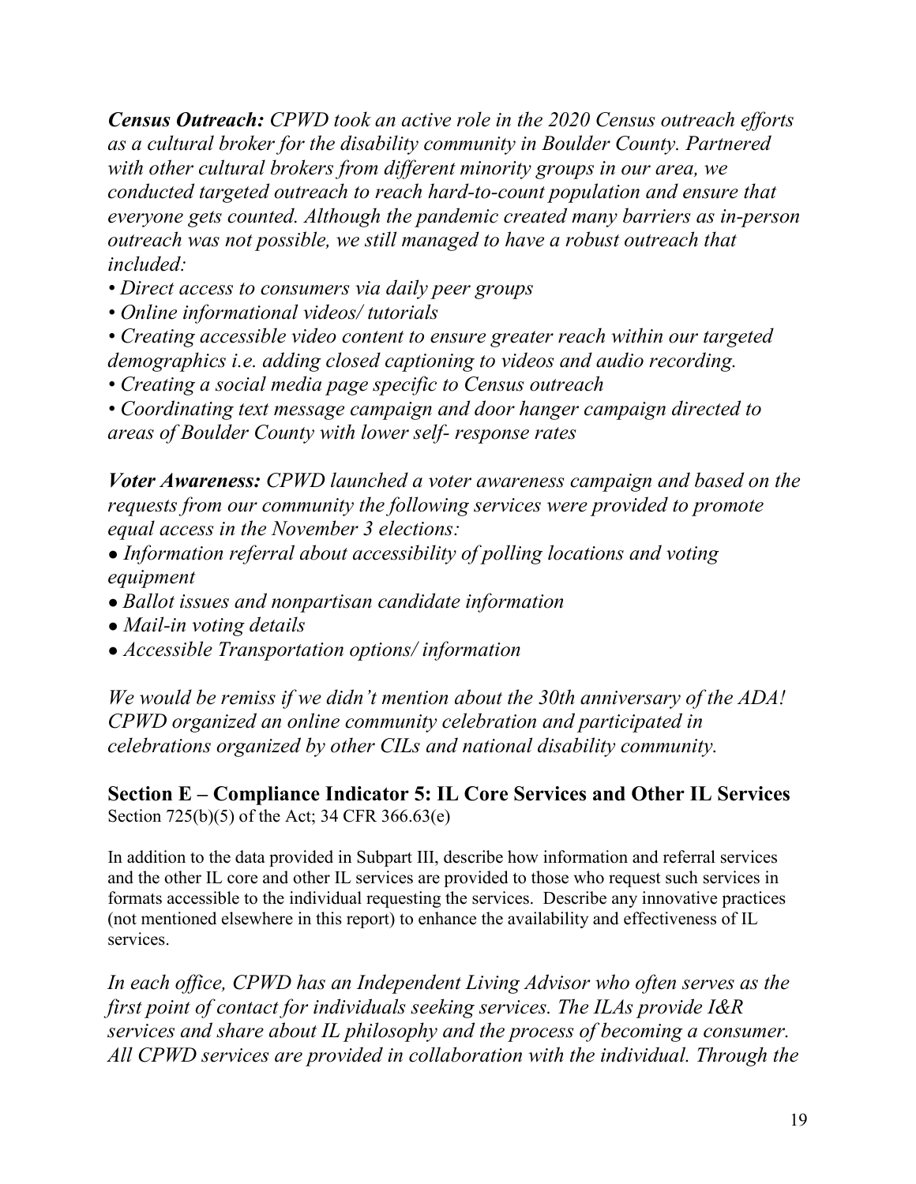***Census Outreach:*** *CPWD took an active role in the 2020 Census outreach efforts as a cultural broker for the disability community in Boulder County. Partnered with other cultural brokers from different minority groups in our area, we conducted targeted outreach to reach hard-to-count population and ensure that everyone gets counted. Although the pandemic created many barriers as in-person outreach was not possible, we still managed to have a robust outreach that included:*

- *Direct access to consumers via daily peer groups*
- *Online informational videos/ tutorials*
- *Creating accessible video content to ensure greater reach within our targeted demographics i.e. adding closed captioning to videos and audio recording.*
- *Creating a social media page specific to Census outreach*
- *Coordinating text message campaign and door hanger campaign directed to areas of Boulder County with lower self- response rates*

***Voter Awareness:*** *CPWD launched a voter awareness campaign and based on the requests from our community the following services were provided to promote equal access in the November 3 elections:*

- *Information referral about accessibility of polling locations and voting equipment*
- *Ballot issues and nonpartisan candidate information*
- *Mail-in voting details*
- *Accessible Transportation options/ information*

*We would be remiss if we didn't mention about the 30th anniversary of the ADA! CPWD organized an online community celebration and participated in celebrations organized by other CILs and national disability community.*

## Section E – Compliance Indicator 5: IL Core Services and Other IL Services

Section 725(b)(5) of the Act; 34 CFR 366.63(e)

In addition to the data provided in Subpart III, describe how information and referral services and the other IL core and other IL services are provided to those who request such services in formats accessible to the individual requesting the services. Describe any innovative practices (not mentioned elsewhere in this report) to enhance the availability and effectiveness of IL services.

*In each office, CPWD has an Independent Living Advisor who often serves as the first point of contact for individuals seeking services. The ILAs provide I&R services and share about IL philosophy and the process of becoming a consumer. All CPWD services are provided in collaboration with the individual. Through the*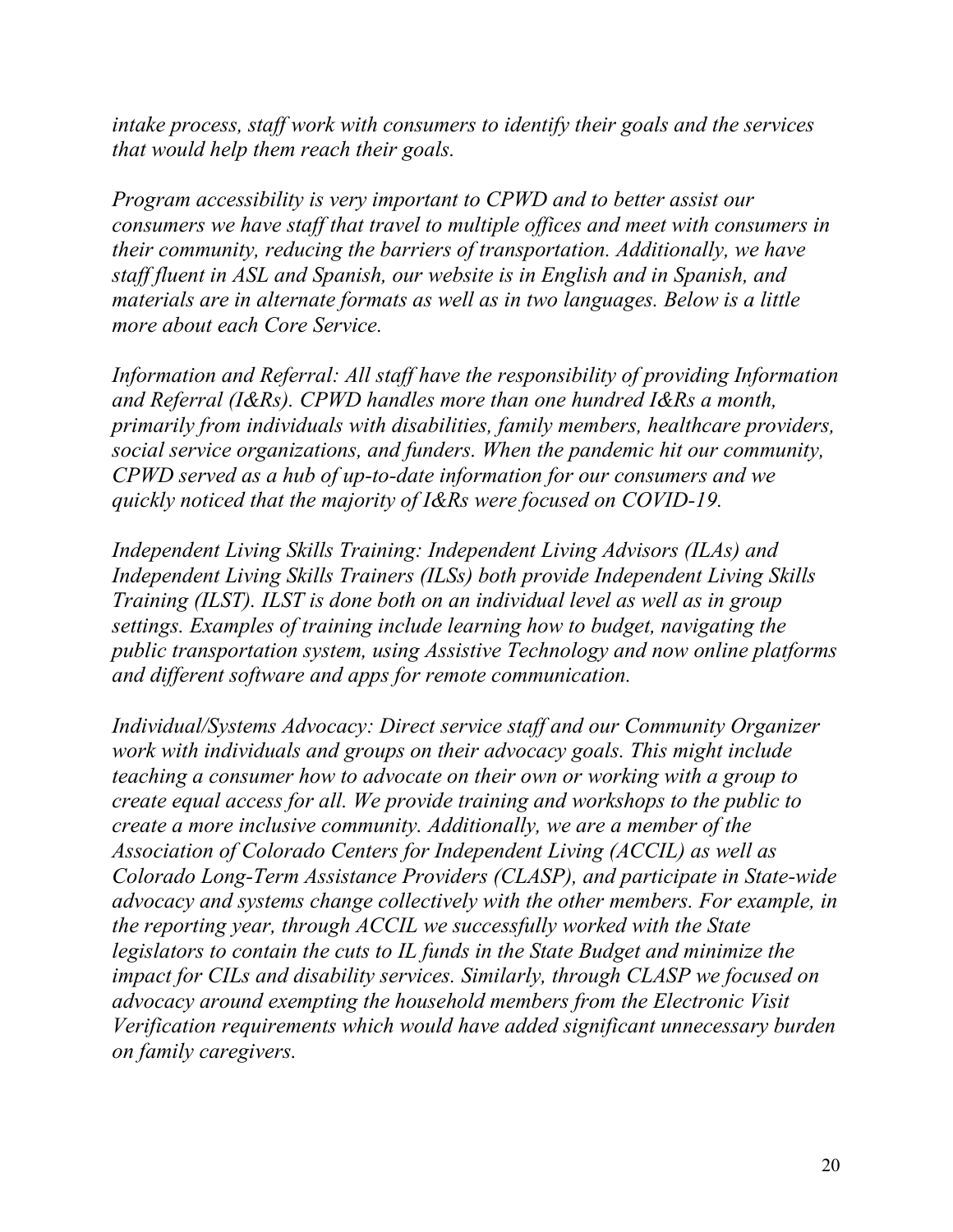*intake process, staff work with consumers to identify their goals and the services that would help them reach their goals.*

*Program accessibility is very important to CPWD and to better assist our consumers we have staff that travel to multiple offices and meet with consumers in their community, reducing the barriers of transportation. Additionally, we have staff fluent in ASL and Spanish, our website is in English and in Spanish, and materials are in alternate formats as well as in two languages. Below is a little more about each Core Service.*

*Information and Referral: All staff have the responsibility of providing Information and Referral (I&Rs). CPWD handles more than one hundred I&Rs a month, primarily from individuals with disabilities, family members, healthcare providers, social service organizations, and funders. When the pandemic hit our community, CPWD served as a hub of up-to-date information for our consumers and we quickly noticed that the majority of I&Rs were focused on COVID-19.*

*Independent Living Skills Training: Independent Living Advisors (ILAs) and Independent Living Skills Trainers (ILSs) both provide Independent Living Skills Training (ILST). ILST is done both on an individual level as well as in group settings. Examples of training include learning how to budget, navigating the public transportation system, using Assistive Technology and now online platforms and different software and apps for remote communication.*

*Individual/Systems Advocacy: Direct service staff and our Community Organizer work with individuals and groups on their advocacy goals. This might include teaching a consumer how to advocate on their own or working with a group to create equal access for all. We provide training and workshops to the public to create a more inclusive community. Additionally, we are a member of the Association of Colorado Centers for Independent Living (ACCIL) as well as Colorado Long-Term Assistance Providers (CLASP), and participate in State-wide advocacy and systems change collectively with the other members. For example, in the reporting year, through ACCIL we successfully worked with the State legislators to contain the cuts to IL funds in the State Budget and minimize the impact for CILs and disability services. Similarly, through CLASP we focused on advocacy around exempting the household members from the Electronic Visit Verification requirements which would have added significant unnecessary burden on family caregivers.*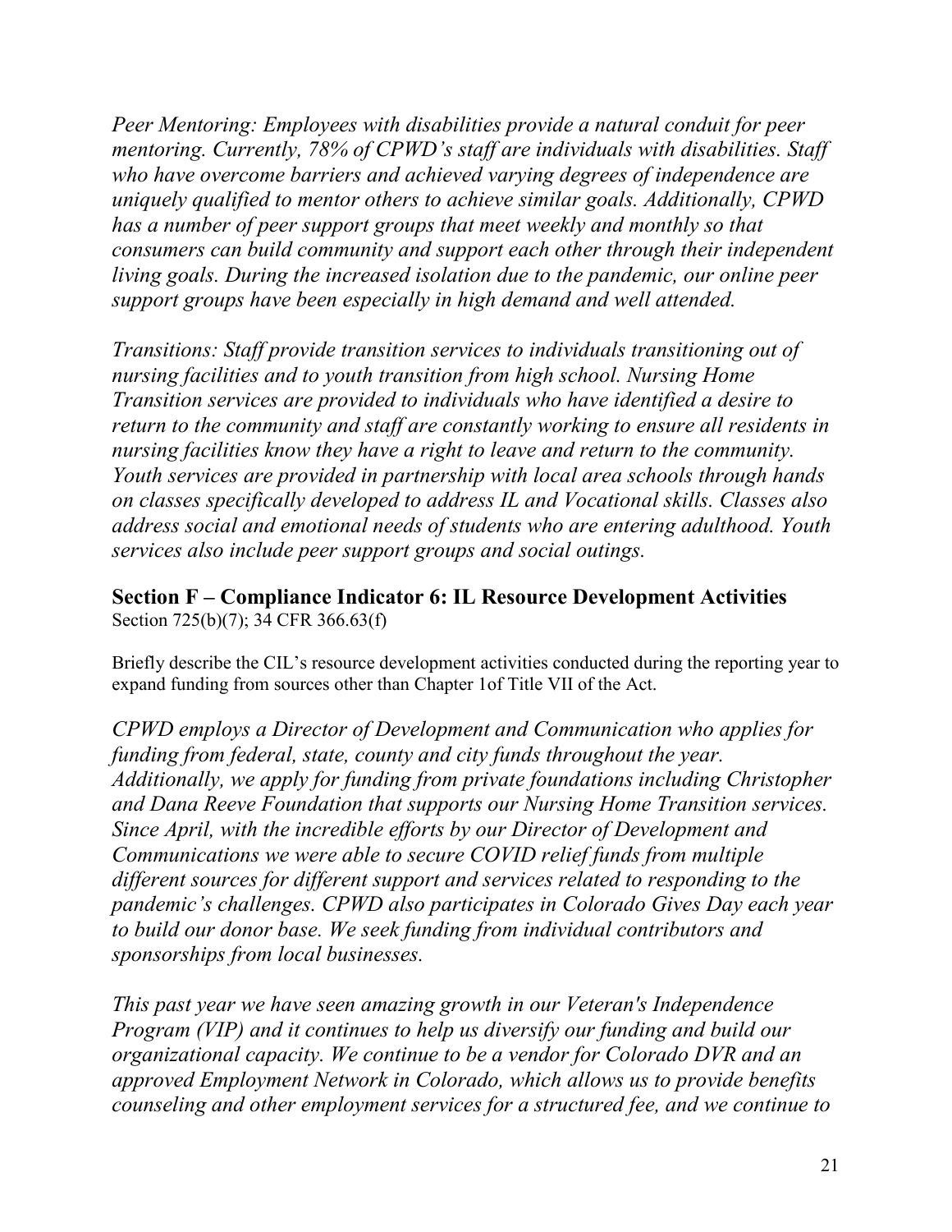*Peer Mentoring: Employees with disabilities provide a natural conduit for peer mentoring. Currently, 78% of CPWD's staff are individuals with disabilities. Staff who have overcome barriers and achieved varying degrees of independence are uniquely qualified to mentor others to achieve similar goals. Additionally, CPWD has a number of peer support groups that meet weekly and monthly so that consumers can build community and support each other through their independent living goals. During the increased isolation due to the pandemic, our online peer support groups have been especially in high demand and well attended.*

*Transitions: Staff provide transition services to individuals transitioning out of nursing facilities and to youth transition from high school. Nursing Home Transition services are provided to individuals who have identified a desire to return to the community and staff are constantly working to ensure all residents in nursing facilities know they have a right to leave and return to the community. Youth services are provided in partnership with local area schools through hands on classes specifically developed to address IL and Vocational skills. Classes also address social and emotional needs of students who are entering adulthood. Youth services also include peer support groups and social outings.*

## Section F – Compliance Indicator 6: IL Resource Development Activities

Section 725(b)(7); 34 CFR 366.63(f)

Briefly describe the CIL's resource development activities conducted during the reporting year to expand funding from sources other than Chapter 1of Title VII of the Act.

*CPWD employs a Director of Development and Communication who applies for funding from federal, state, county and city funds throughout the year. Additionally, we apply for funding from private foundations including Christopher and Dana Reeve Foundation that supports our Nursing Home Transition services. Since April, with the incredible efforts by our Director of Development and Communications we were able to secure COVID relief funds from multiple different sources for different support and services related to responding to the pandemic's challenges. CPWD also participates in Colorado Gives Day each year to build our donor base. We seek funding from individual contributors and sponsorships from local businesses.*

*This past year we have seen amazing growth in our Veteran's Independence Program (VIP) and it continues to help us diversify our funding and build our organizational capacity. We continue to be a vendor for Colorado DVR and an approved Employment Network in Colorado, which allows us to provide benefits counseling and other employment services for a structured fee, and we continue to*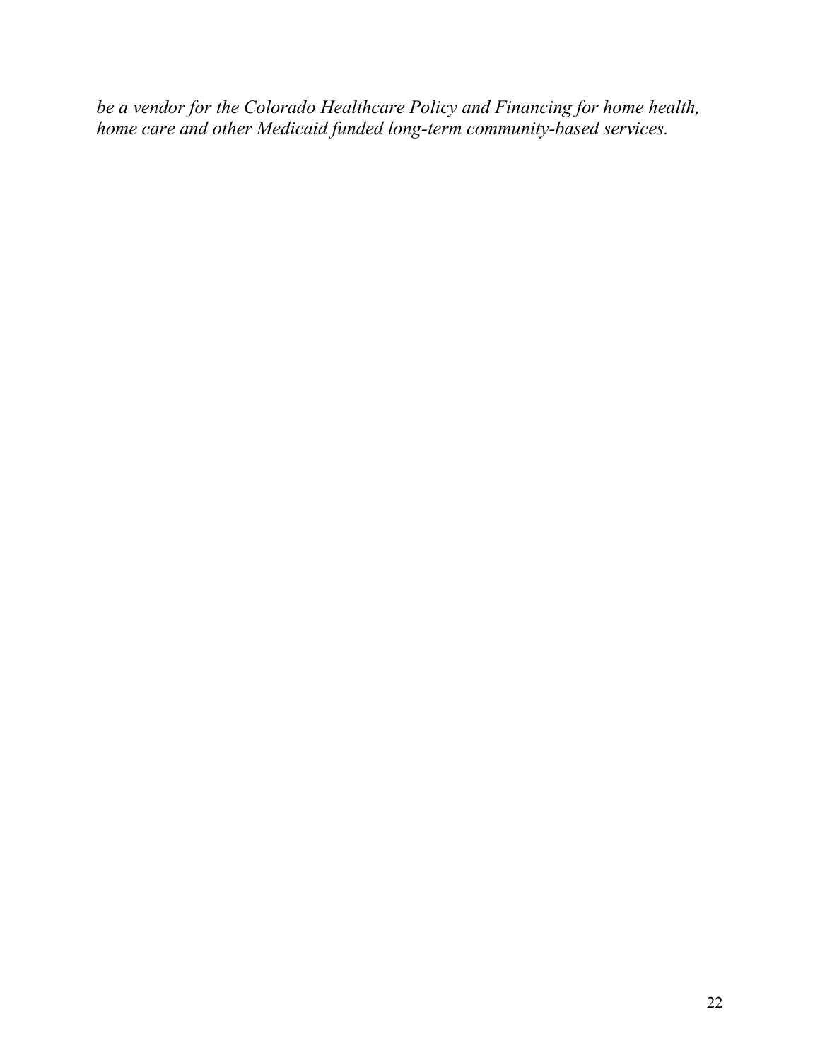*be a vendor for the Colorado Healthcare Policy and Financing for home health, home care and other Medicaid funded long-term community-based services.*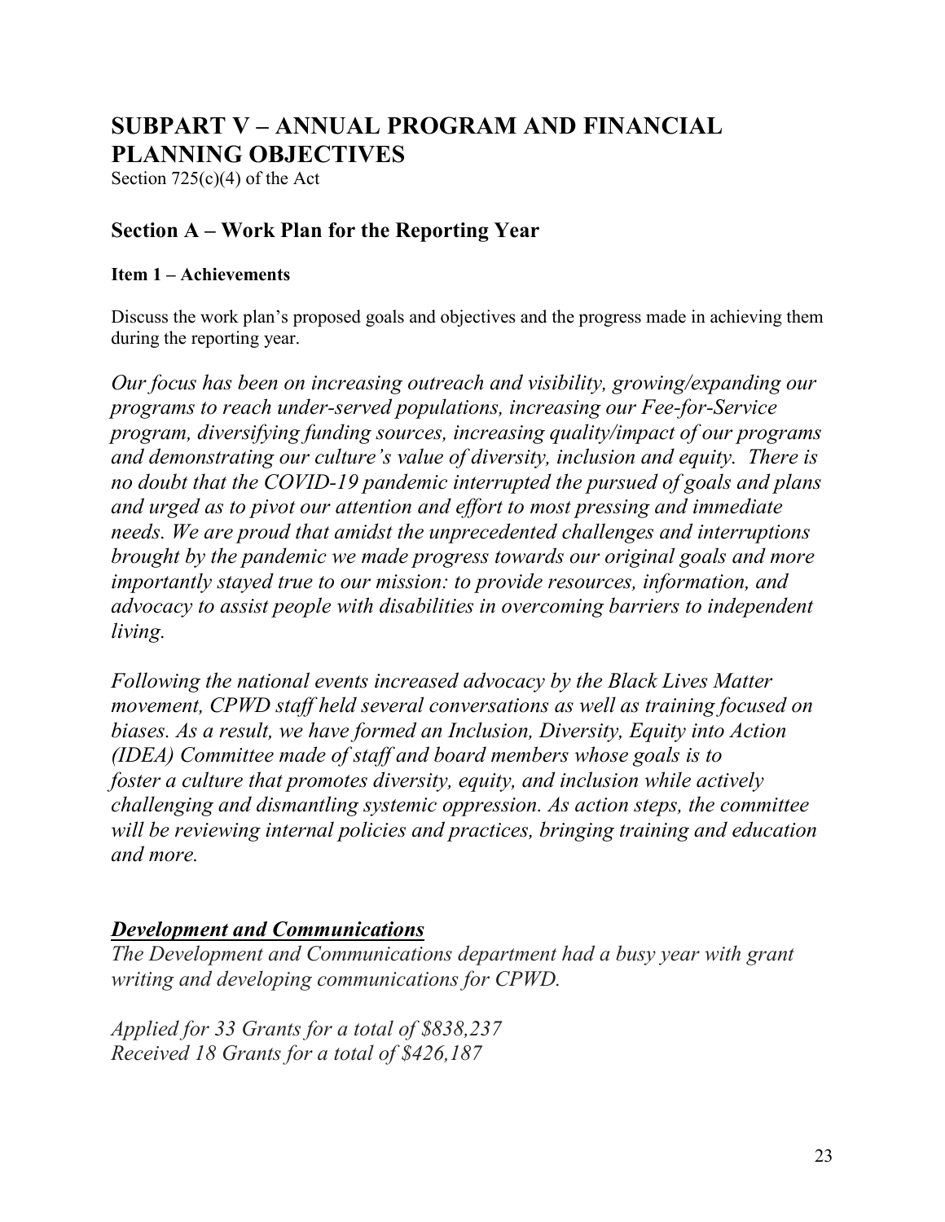# SUBPART V – ANNUAL PROGRAM AND FINANCIAL PLANNING OBJECTIVES

Section 725(c)(4) of the Act

## Section A – Work Plan for the Reporting Year

### Item 1 – Achievements

Discuss the work plan's proposed goals and objectives and the progress made in achieving them during the reporting year.

*Our focus has been on increasing outreach and visibility, growing/expanding our programs to reach under-served populations, increasing our Fee-for-Service program, diversifying funding sources, increasing quality/impact of our programs and demonstrating our culture's value of diversity, inclusion and equity. There is no doubt that the COVID-19 pandemic interrupted the pursued of goals and plans and urged as to pivot our attention and effort to most pressing and immediate needs. We are proud that amidst the unprecedented challenges and interruptions brought by the pandemic we made progress towards our original goals and more importantly stayed true to our mission: to provide resources, information, and advocacy to assist people with disabilities in overcoming barriers to independent living.*

*Following the national events increased advocacy by the Black Lives Matter movement, CPWD staff held several conversations as well as training focused on biases. As a result, we have formed an Inclusion, Diversity, Equity into Action (IDEA) Committee made of staff and board members whose goals is to foster a culture that promotes diversity, equity, and inclusion while actively challenging and dismantling systemic oppression. As action steps, the committee will be reviewing internal policies and practices, bringing training and education and more.*

***<u>Development and Communications</u>***

*The Development and Communications department had a busy year with grant writing and developing communications for CPWD.*

*Applied for 33 Grants for a total of $838,237*
*Received 18 Grants for a total of $426,187*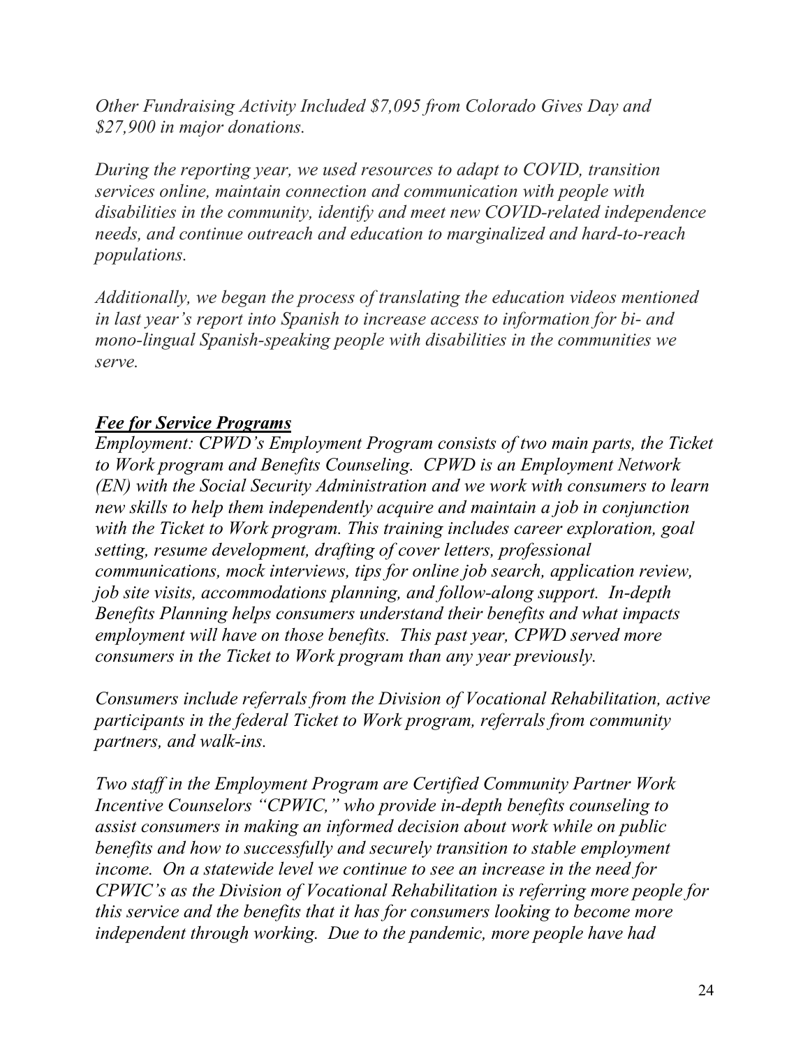*Other Fundraising Activity Included $7,095 from Colorado Gives Day and $27,900 in major donations.*

*During the reporting year, we used resources to adapt to COVID, transition services online, maintain connection and communication with people with disabilities in the community, identify and meet new COVID-related independence needs, and continue outreach and education to marginalized and hard-to-reach populations.*

*Additionally, we began the process of translating the education videos mentioned in last year's report into Spanish to increase access to information for bi- and mono-lingual Spanish-speaking people with disabilities in the communities we serve.*

***Fee for Service Programs***

*Employment: CPWD's Employment Program consists of two main parts, the Ticket to Work program and Benefits Counseling. CPWD is an Employment Network (EN) with the Social Security Administration and we work with consumers to learn new skills to help them independently acquire and maintain a job in conjunction with the Ticket to Work program. This training includes career exploration, goal setting, resume development, drafting of cover letters, professional communications, mock interviews, tips for online job search, application review, job site visits, accommodations planning, and follow-along support. In-depth Benefits Planning helps consumers understand their benefits and what impacts employment will have on those benefits. This past year, CPWD served more consumers in the Ticket to Work program than any year previously.*

*Consumers include referrals from the Division of Vocational Rehabilitation, active participants in the federal Ticket to Work program, referrals from community partners, and walk-ins.*

*Two staff in the Employment Program are Certified Community Partner Work Incentive Counselors "CPWIC," who provide in-depth benefits counseling to assist consumers in making an informed decision about work while on public benefits and how to successfully and securely transition to stable employment income. On a statewide level we continue to see an increase in the need for CPWIC's as the Division of Vocational Rehabilitation is referring more people for this service and the benefits that it has for consumers looking to become more independent through working. Due to the pandemic, more people have had*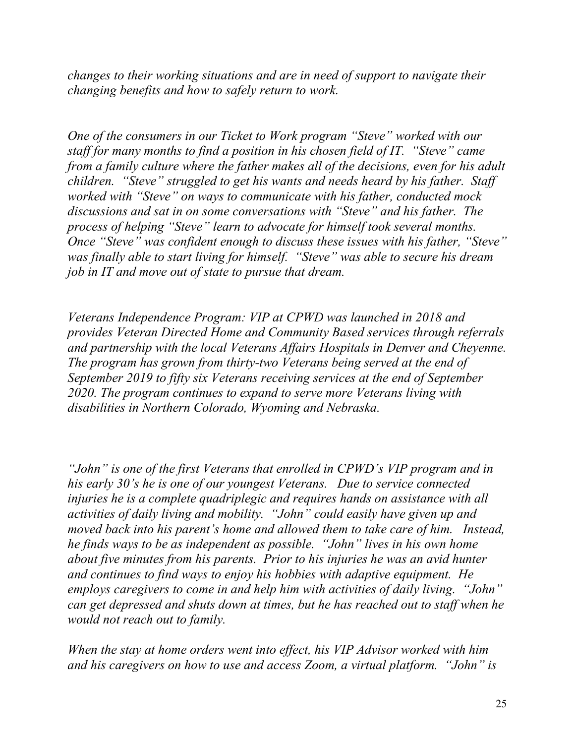*changes to their working situations and are in need of support to navigate their changing benefits and how to safely return to work.*

*One of the consumers in our Ticket to Work program "Steve" worked with our staff for many months to find a position in his chosen field of IT. "Steve" came from a family culture where the father makes all of the decisions, even for his adult children. "Steve" struggled to get his wants and needs heard by his father. Staff worked with "Steve" on ways to communicate with his father, conducted mock discussions and sat in on some conversations with "Steve" and his father. The process of helping "Steve" learn to advocate for himself took several months. Once "Steve" was confident enough to discuss these issues with his father, "Steve" was finally able to start living for himself. "Steve" was able to secure his dream job in IT and move out of state to pursue that dream.*

*Veterans Independence Program: VIP at CPWD was launched in 2018 and provides Veteran Directed Home and Community Based services through referrals and partnership with the local Veterans Affairs Hospitals in Denver and Cheyenne. The program has grown from thirty-two Veterans being served at the end of September 2019 to fifty six Veterans receiving services at the end of September 2020. The program continues to expand to serve more Veterans living with disabilities in Northern Colorado, Wyoming and Nebraska.*

*"John" is one of the first Veterans that enrolled in CPWD's VIP program and in his early 30's he is one of our youngest Veterans. Due to service connected injuries he is a complete quadriplegic and requires hands on assistance with all activities of daily living and mobility. "John" could easily have given up and moved back into his parent's home and allowed them to take care of him. Instead, he finds ways to be as independent as possible. "John" lives in his own home about five minutes from his parents. Prior to his injuries he was an avid hunter and continues to find ways to enjoy his hobbies with adaptive equipment. He employs caregivers to come in and help him with activities of daily living. "John" can get depressed and shuts down at times, but he has reached out to staff when he would not reach out to family.*

*When the stay at home orders went into effect, his VIP Advisor worked with him and his caregivers on how to use and access Zoom, a virtual platform. "John" is*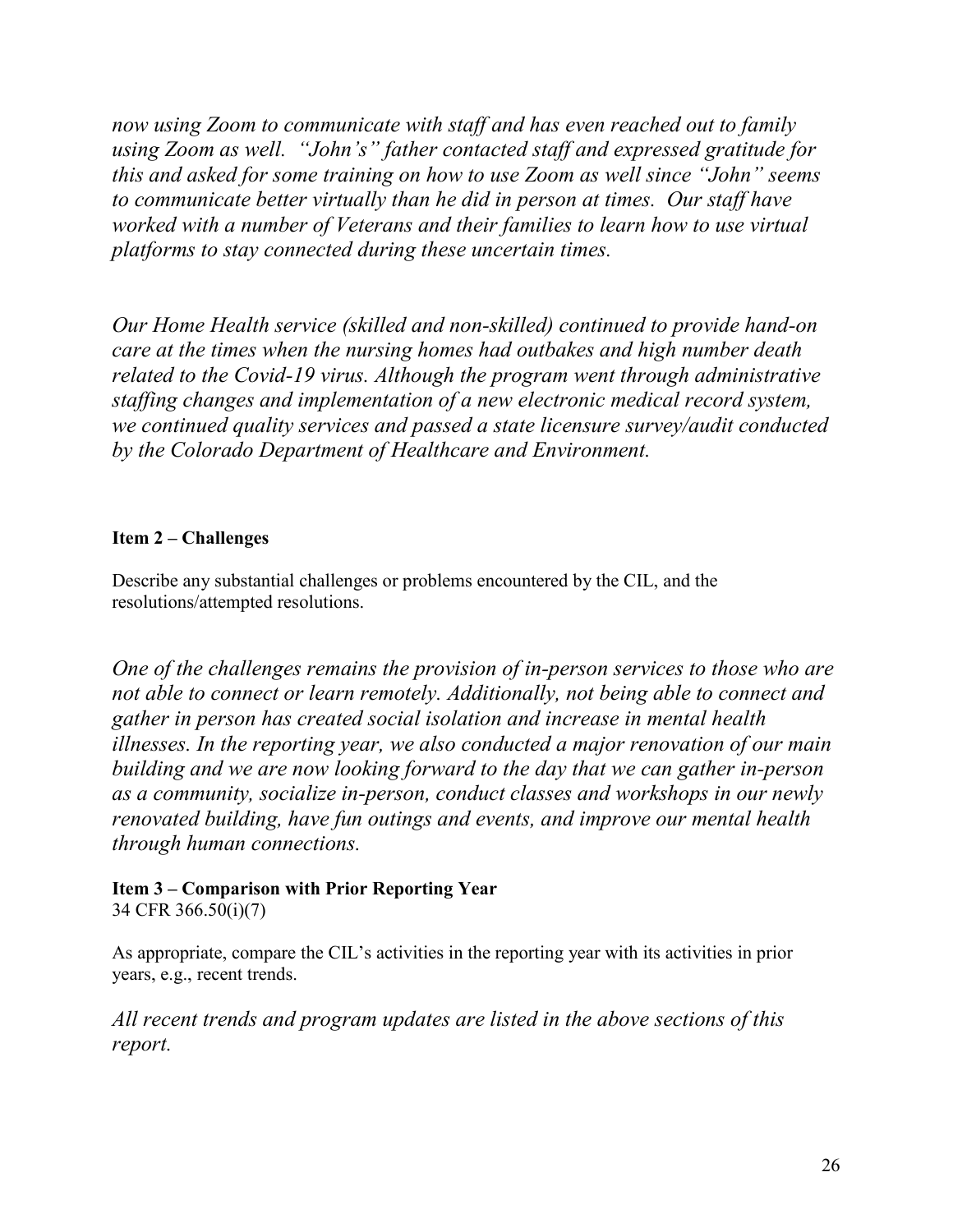*now using Zoom to communicate with staff and has even reached out to family using Zoom as well. "John's" father contacted staff and expressed gratitude for this and asked for some training on how to use Zoom as well since "John" seems to communicate better virtually than he did in person at times. Our staff have worked with a number of Veterans and their families to learn how to use virtual platforms to stay connected during these uncertain times.*

*Our Home Health service (skilled and non-skilled) continued to provide hand-on care at the times when the nursing homes had outbakes and high number death related to the Covid-19 virus. Although the program went through administrative staffing changes and implementation of a new electronic medical record system, we continued quality services and passed a state licensure survey/audit conducted by the Colorado Department of Healthcare and Environment.*

**Item 2 – Challenges**

Describe any substantial challenges or problems encountered by the CIL, and the resolutions/attempted resolutions.

*One of the challenges remains the provision of in-person services to those who are not able to connect or learn remotely. Additionally, not being able to connect and gather in person has created social isolation and increase in mental health illnesses. In the reporting year, we also conducted a major renovation of our main building and we are now looking forward to the day that we can gather in-person as a community, socialize in-person, conduct classes and workshops in our newly renovated building, have fun outings and events, and improve our mental health through human connections.*

**Item 3 – Comparison with Prior Reporting Year**
34 CFR 366.50(i)(7)

As appropriate, compare the CIL's activities in the reporting year with its activities in prior years, e.g., recent trends.

*All recent trends and program updates are listed in the above sections of this report.*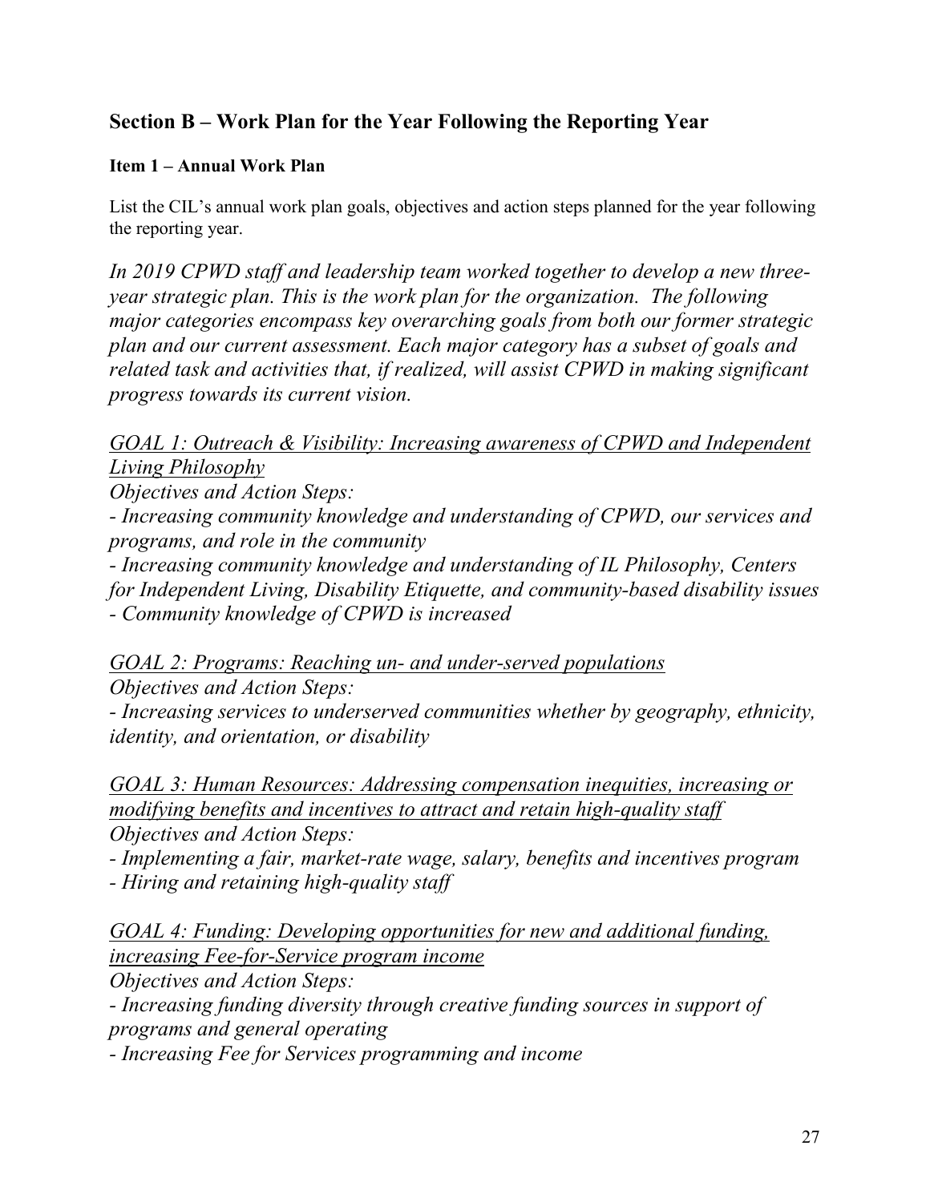## Section B – Work Plan for the Year Following the Reporting Year

### Item 1 – Annual Work Plan

List the CIL's annual work plan goals, objectives and action steps planned for the year following the reporting year.

*In 2019 CPWD staff and leadership team worked together to develop a new three-year strategic plan. This is the work plan for the organization. The following major categories encompass key overarching goals from both our former strategic plan and our current assessment. Each major category has a subset of goals and related task and activities that, if realized, will assist CPWD in making significant progress towards its current vision.*

<u>*GOAL 1: Outreach & Visibility: Increasing awareness of CPWD and Independent Living Philosophy*</u>

*Objectives and Action Steps:*

*- Increasing community knowledge and understanding of CPWD, our services and programs, and role in the community*

*- Increasing community knowledge and understanding of IL Philosophy, Centers for Independent Living, Disability Etiquette, and community-based disability issues*

*- Community knowledge of CPWD is increased*

<u>*GOAL 2: Programs: Reaching un- and under-served populations*</u>

*Objectives and Action Steps:*

*- Increasing services to underserved communities whether by geography, ethnicity, identity, and orientation, or disability*

<u>*GOAL 3: Human Resources: Addressing compensation inequities, increasing or modifying benefits and incentives to attract and retain high-quality staff*</u>

*Objectives and Action Steps:*

*- Implementing a fair, market-rate wage, salary, benefits and incentives program*

*- Hiring and retaining high-quality staff*

<u>*GOAL 4: Funding: Developing opportunities for new and additional funding, increasing Fee-for-Service program income*</u>

*Objectives and Action Steps:*

*- Increasing funding diversity through creative funding sources in support of programs and general operating*

*- Increasing Fee for Services programming and income*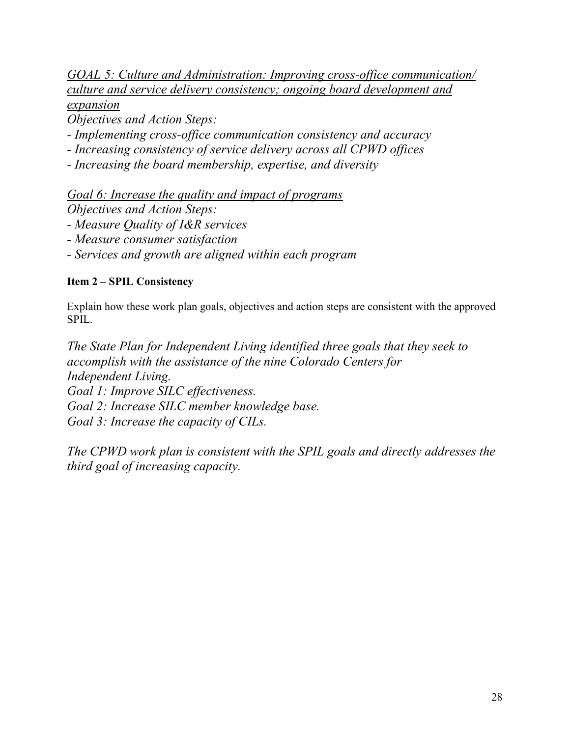*<u>GOAL 5: Culture and Administration: Improving cross-office communication/ culture and service delivery consistency; ongoing board development and expansion</u>*

*Objectives and Action Steps:*

*- Implementing cross-office communication consistency and accuracy*

*- Increasing consistency of service delivery across all CPWD offices*

*- Increasing the board membership, expertise, and diversity*

*<u>Goal 6: Increase the quality and impact of programs</u>*

*Objectives and Action Steps:*

*- Measure Quality of I&R services*

*- Measure consumer satisfaction*

*- Services and growth are aligned within each program*

**Item 2 – SPIL Consistency**

Explain how these work plan goals, objectives and action steps are consistent with the approved SPIL.

*The State Plan for Independent Living identified three goals that they seek to accomplish with the assistance of the nine Colorado Centers for Independent Living.*

*Goal 1: Improve SILC effectiveness.*

*Goal 2: Increase SILC member knowledge base.*

*Goal 3: Increase the capacity of CILs.*

*The CPWD work plan is consistent with the SPIL goals and directly addresses the third goal of increasing capacity.*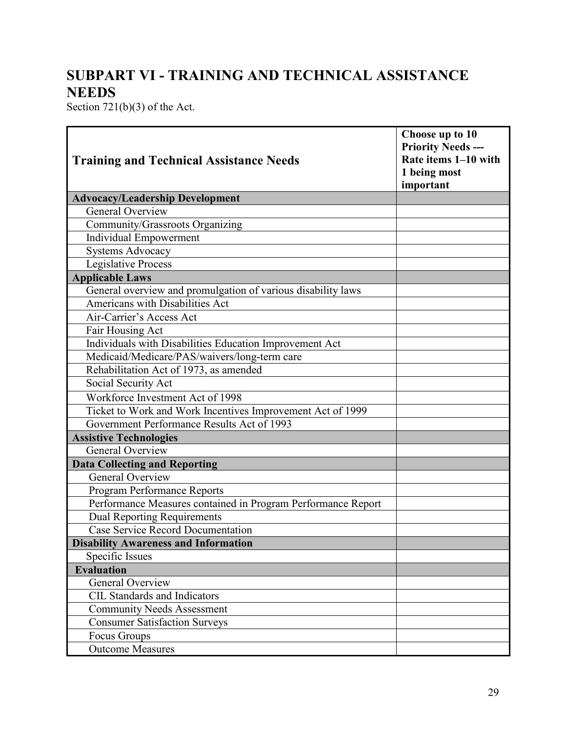# SUBPART VI - TRAINING AND TECHNICAL ASSISTANCE NEEDS

Section 721(b)(3) of the Act.

| Training and Technical Assistance Needs | Choose up to 10 Priority Needs --- Rate items 1–10 with 1 being most important |
|---|---|
| **Advocacy/Leadership Development** | |
| General Overview | |
| Community/Grassroots Organizing | |
| Individual Empowerment | |
| Systems Advocacy | |
| Legislative Process | |
| **Applicable Laws** | |
| General overview and promulgation of various disability laws | |
| Americans with Disabilities Act | |
| Air-Carrier's Access Act | |
| Fair Housing Act | |
| Individuals with Disabilities Education Improvement Act | |
| Medicaid/Medicare/PAS/waivers/long-term care | |
| Rehabilitation Act of 1973, as amended | |
| Social Security Act | |
| Workforce Investment Act of 1998 | |
| Ticket to Work and Work Incentives Improvement Act of 1999 | |
| Government Performance Results Act of 1993 | |
| **Assistive Technologies** | |
| General Overview | |
| **Data Collecting and Reporting** | |
| General Overview | |
| Program Performance Reports | |
| Performance Measures contained in Program Performance Report | |
| Dual Reporting Requirements | |
| Case Service Record Documentation | |
| **Disability Awareness and Information** | |
| Specific Issues | |
| **Evaluation** | |
| General Overview | |
| CIL Standards and Indicators | |
| Community Needs Assessment | |
| Consumer Satisfaction Surveys | |
| Focus Groups | |
| Outcome Measures | |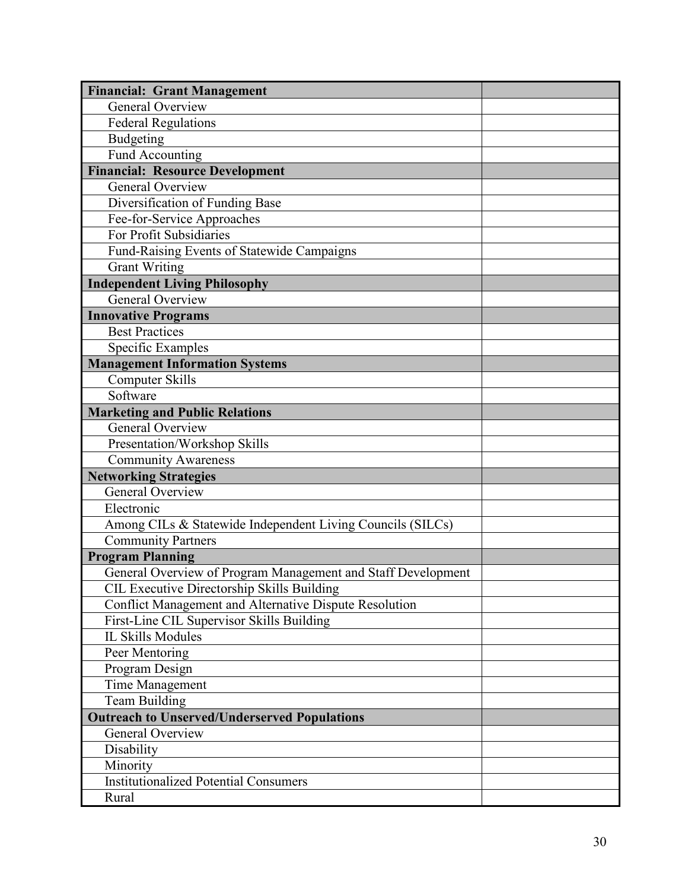| **Financial: Grant Management** | |
|---|---|
| General Overview | |
| Federal Regulations | |
| Budgeting | |
| Fund Accounting | |
| **Financial: Resource Development** | |
| General Overview | |
| Diversification of Funding Base | |
| Fee-for-Service Approaches | |
| For Profit Subsidiaries | |
| Fund-Raising Events of Statewide Campaigns | |
| Grant Writing | |
| **Independent Living Philosophy** | |
| General Overview | |
| **Innovative Programs** | |
| Best Practices | |
| Specific Examples | |
| **Management Information Systems** | |
| Computer Skills | |
| Software | |
| **Marketing and Public Relations** | |
| General Overview | |
| Presentation/Workshop Skills | |
| Community Awareness | |
| **Networking Strategies** | |
| General Overview | |
| Electronic | |
| Among CILs & Statewide Independent Living Councils (SILCs) | |
| Community Partners | |
| **Program Planning** | |
| General Overview of Program Management and Staff Development | |
| CIL Executive Directorship Skills Building | |
| Conflict Management and Alternative Dispute Resolution | |
| First-Line CIL Supervisor Skills Building | |
| IL Skills Modules | |
| Peer Mentoring | |
| Program Design | |
| Time Management | |
| Team Building | |
| **Outreach to Unserved/Underserved Populations** | |
| General Overview | |
| Disability | |
| Minority | |
| Institutionalized Potential Consumers | |
| Rural | |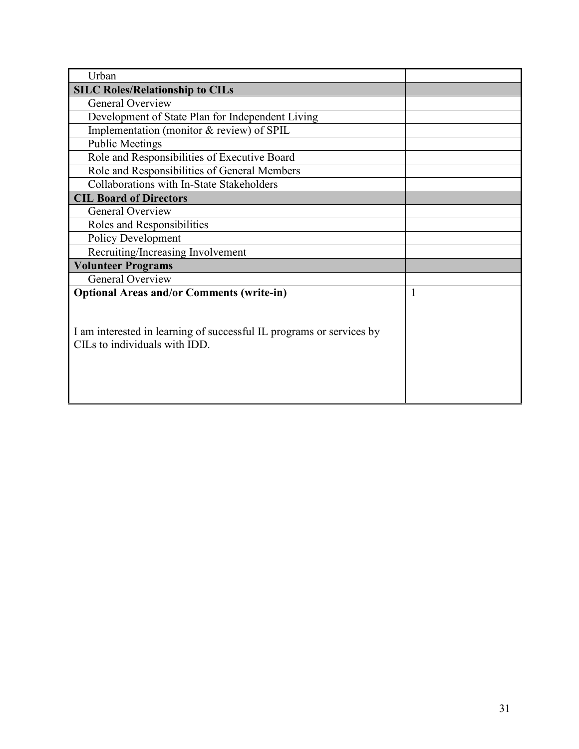| Urban | |
|---|---|
| **SILC Roles/Relationship to CILs** | |
| General Overview | |
| Development of State Plan for Independent Living | |
| Implementation (monitor & review) of SPIL | |
| Public Meetings | |
| Role and Responsibilities of Executive Board | |
| Role and Responsibilities of General Members | |
| Collaborations with In-State Stakeholders | |
| **CIL Board of Directors** | |
| General Overview | |
| Roles and Responsibilities | |
| Policy Development | |
| Recruiting/Increasing Involvement | |
| **Volunteer Programs** | |
| General Overview | |
| **Optional Areas and/or Comments (write-in)**<br><br>I am interested in learning of successful IL programs or services by CILs to individuals with IDD. | 1 |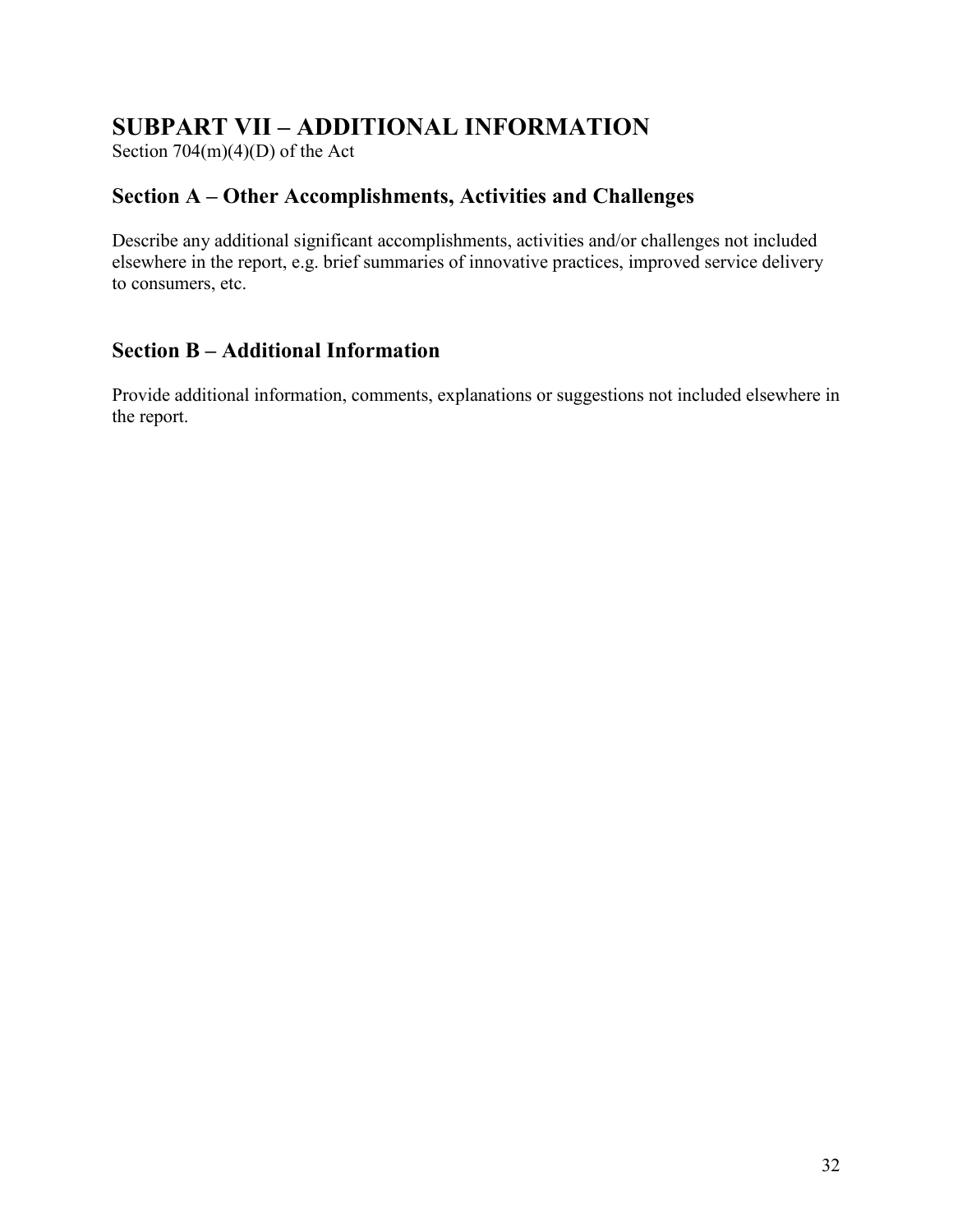# SUBPART VII – ADDITIONAL INFORMATION

Section 704(m)(4)(D) of the Act

## Section A – Other Accomplishments, Activities and Challenges

Describe any additional significant accomplishments, activities and/or challenges not included elsewhere in the report, e.g. brief summaries of innovative practices, improved service delivery to consumers, etc.

## Section B – Additional Information

Provide additional information, comments, explanations or suggestions not included elsewhere in the report.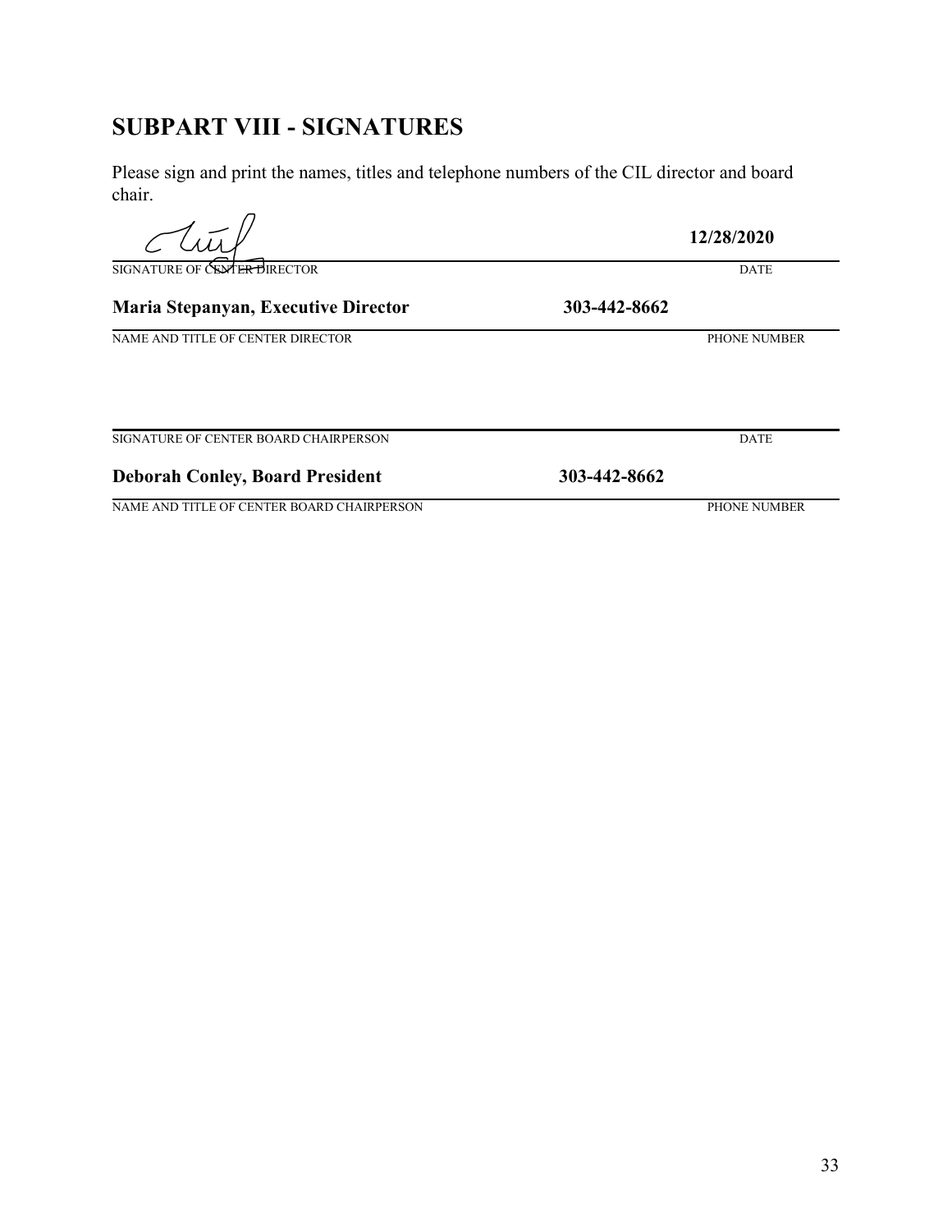## SUBPART VIII - SIGNATURES

Please sign and print the names, titles and telephone numbers of the CIL director and board chair.

| | |
|---|---|
| | **12/28/2020** |
| SIGNATURE OF CENTER DIRECTOR | DATE |
| **Maria Stepanyan, Executive Director** | **303-442-8662** |
| NAME AND TITLE OF CENTER DIRECTOR | PHONE NUMBER |
| | |
| SIGNATURE OF CENTER BOARD CHAIRPERSON | DATE |
| **Deborah Conley, Board President** | **303-442-8662** |
| NAME AND TITLE OF CENTER BOARD CHAIRPERSON | PHONE NUMBER |